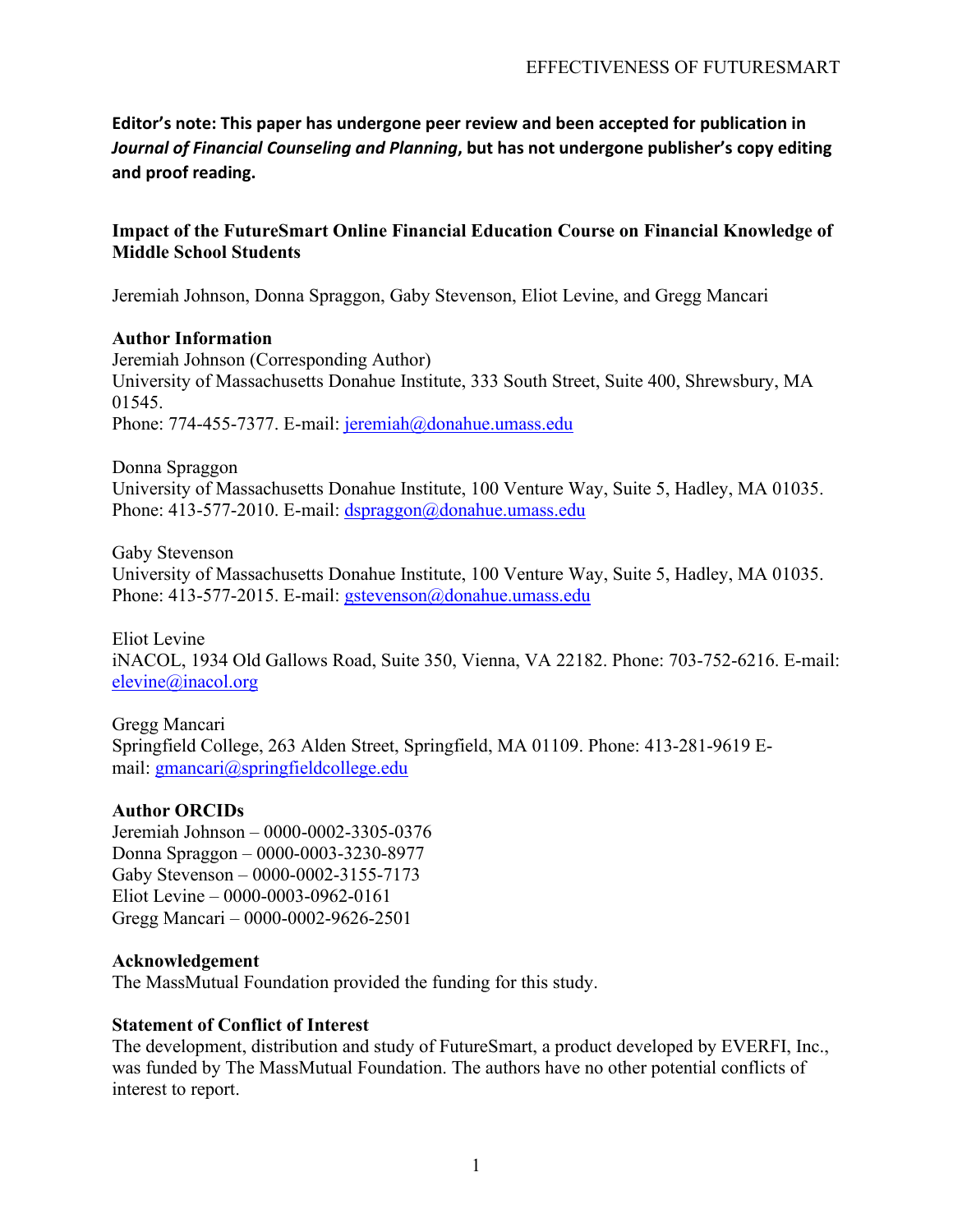**Editor's note: This paper has undergone peer review and been accepted for publication in *Journal of Financial Counseling and Planning*, but has not undergone publisher's copy editing and proof reading.**

# Impact of the FutureSmart Online Financial Education Course on Financial Knowledge of Middle School Students

Jeremiah Johnson, Donna Spraggon, Gaby Stevenson, Eliot Levine, and Gregg Mancari

## Author Information

Jeremiah Johnson (Corresponding Author)
University of Massachusetts Donahue Institute, 333 South Street, Suite 400, Shrewsbury, MA 01545.
Phone: 774-455-7377. E-mail: jeremiah@donahue.umass.edu

Donna Spraggon
University of Massachusetts Donahue Institute, 100 Venture Way, Suite 5, Hadley, MA 01035.
Phone: 413-577-2010. E-mail: dspraggon@donahue.umass.edu

Gaby Stevenson
University of Massachusetts Donahue Institute, 100 Venture Way, Suite 5, Hadley, MA 01035.
Phone: 413-577-2015. E-mail: gstevenson@donahue.umass.edu

Eliot Levine
iNACOL, 1934 Old Gallows Road, Suite 350, Vienna, VA 22182. Phone: 703-752-6216. E-mail: elevine@inacol.org

Gregg Mancari
Springfield College, 263 Alden Street, Springfield, MA 01109. Phone: 413-281-9619 E-mail: gmancari@springfieldcollege.edu

## Author ORCIDs

Jeremiah Johnson – 0000-0002-3305-0376
Donna Spraggon – 0000-0003-3230-8977
Gaby Stevenson – 0000-0002-3155-7173
Eliot Levine – 0000-0003-0962-0161
Gregg Mancari – 0000-0002-9626-2501

## Acknowledgement

The MassMutual Foundation provided the funding for this study.

## Statement of Conflict of Interest

The development, distribution and study of FutureSmart, a product developed by EVERFI, Inc., was funded by The MassMutual Foundation. The authors have no other potential conflicts of interest to report.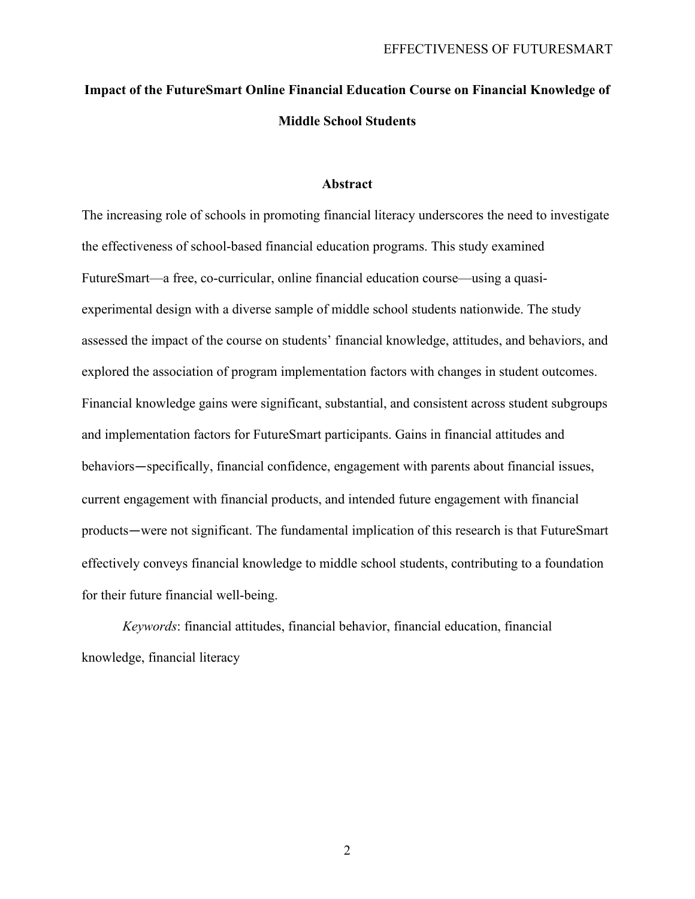# Impact of the FutureSmart Online Financial Education Course on Financial Knowledge of Middle School Students

## Abstract

The increasing role of schools in promoting financial literacy underscores the need to investigate the effectiveness of school-based financial education programs. This study examined FutureSmart—a free, co-curricular, online financial education course—using a quasi-experimental design with a diverse sample of middle school students nationwide. The study assessed the impact of the course on students' financial knowledge, attitudes, and behaviors, and explored the association of program implementation factors with changes in student outcomes. Financial knowledge gains were significant, substantial, and consistent across student subgroups and implementation factors for FutureSmart participants. Gains in financial attitudes and behaviors—specifically, financial confidence, engagement with parents about financial issues, current engagement with financial products, and intended future engagement with financial products—were not significant. The fundamental implication of this research is that FutureSmart effectively conveys financial knowledge to middle school students, contributing to a foundation for their future financial well-being.

*Keywords*: financial attitudes, financial behavior, financial education, financial knowledge, financial literacy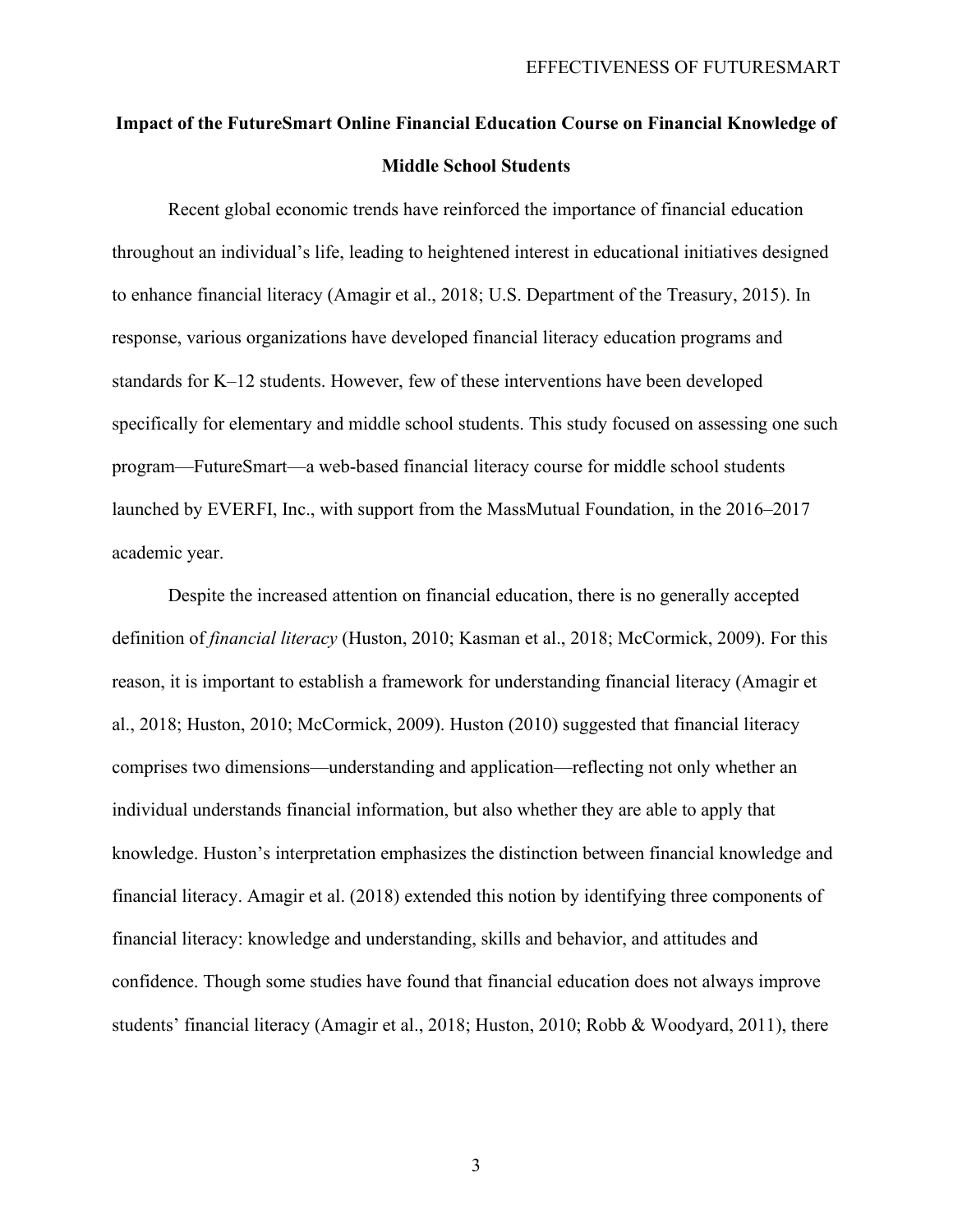# Impact of the FutureSmart Online Financial Education Course on Financial Knowledge of Middle School Students

Recent global economic trends have reinforced the importance of financial education throughout an individual's life, leading to heightened interest in educational initiatives designed to enhance financial literacy (Amagir et al., 2018; U.S. Department of the Treasury, 2015). In response, various organizations have developed financial literacy education programs and standards for K–12 students. However, few of these interventions have been developed specifically for elementary and middle school students. This study focused on assessing one such program—FutureSmart—a web-based financial literacy course for middle school students launched by EVERFI, Inc., with support from the MassMutual Foundation, in the 2016–2017 academic year.

Despite the increased attention on financial education, there is no generally accepted definition of *financial literacy* (Huston, 2010; Kasman et al., 2018; McCormick, 2009). For this reason, it is important to establish a framework for understanding financial literacy (Amagir et al., 2018; Huston, 2010; McCormick, 2009). Huston (2010) suggested that financial literacy comprises two dimensions—understanding and application—reflecting not only whether an individual understands financial information, but also whether they are able to apply that knowledge. Huston's interpretation emphasizes the distinction between financial knowledge and financial literacy. Amagir et al. (2018) extended this notion by identifying three components of financial literacy: knowledge and understanding, skills and behavior, and attitudes and confidence. Though some studies have found that financial education does not always improve students' financial literacy (Amagir et al., 2018; Huston, 2010; Robb & Woodyard, 2011), there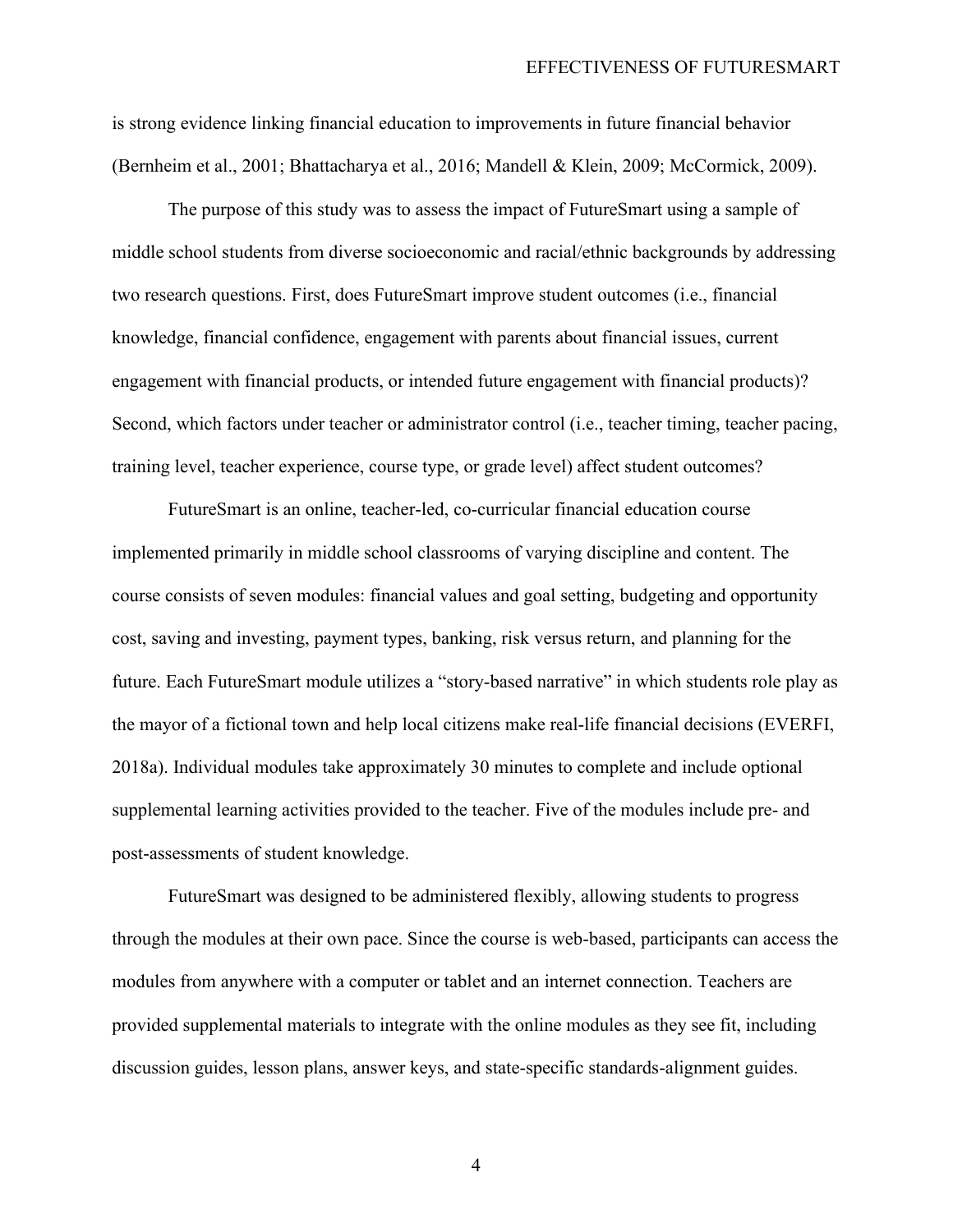is strong evidence linking financial education to improvements in future financial behavior (Bernheim et al., 2001; Bhattacharya et al., 2016; Mandell & Klein, 2009; McCormick, 2009).

The purpose of this study was to assess the impact of FutureSmart using a sample of middle school students from diverse socioeconomic and racial/ethnic backgrounds by addressing two research questions. First, does FutureSmart improve student outcomes (i.e., financial knowledge, financial confidence, engagement with parents about financial issues, current engagement with financial products, or intended future engagement with financial products)? Second, which factors under teacher or administrator control (i.e., teacher timing, teacher pacing, training level, teacher experience, course type, or grade level) affect student outcomes?

FutureSmart is an online, teacher-led, co-curricular financial education course implemented primarily in middle school classrooms of varying discipline and content. The course consists of seven modules: financial values and goal setting, budgeting and opportunity cost, saving and investing, payment types, banking, risk versus return, and planning for the future. Each FutureSmart module utilizes a "story-based narrative" in which students role play as the mayor of a fictional town and help local citizens make real-life financial decisions (EVERFI, 2018a). Individual modules take approximately 30 minutes to complete and include optional supplemental learning activities provided to the teacher. Five of the modules include pre- and post-assessments of student knowledge.

FutureSmart was designed to be administered flexibly, allowing students to progress through the modules at their own pace. Since the course is web-based, participants can access the modules from anywhere with a computer or tablet and an internet connection. Teachers are provided supplemental materials to integrate with the online modules as they see fit, including discussion guides, lesson plans, answer keys, and state-specific standards-alignment guides.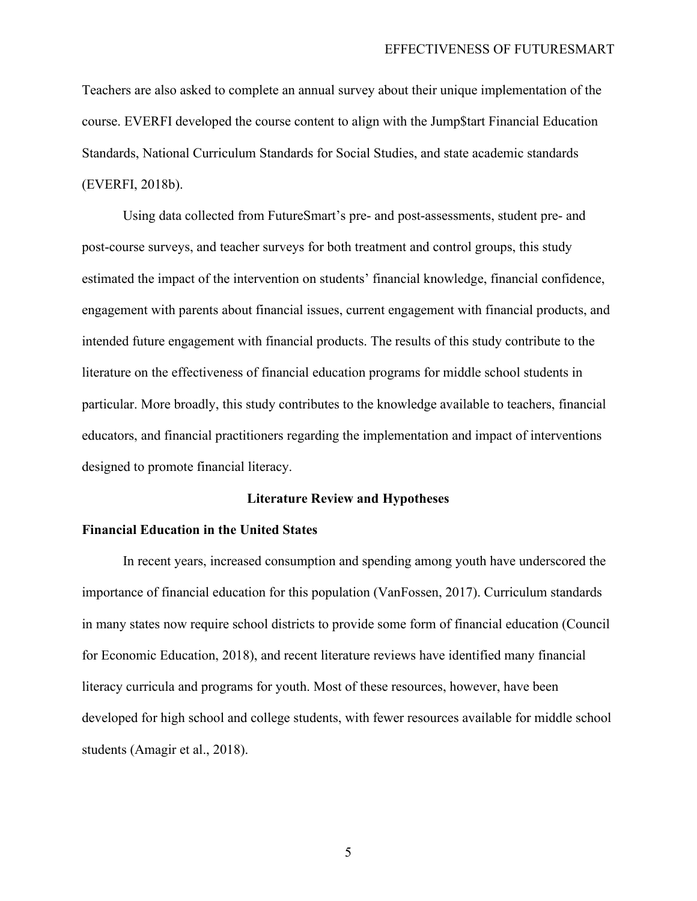Teachers are also asked to complete an annual survey about their unique implementation of the course. EVERFI developed the course content to align with the Jump$tart Financial Education Standards, National Curriculum Standards for Social Studies, and state academic standards (EVERFI, 2018b).

Using data collected from FutureSmart's pre- and post-assessments, student pre- and post-course surveys, and teacher surveys for both treatment and control groups, this study estimated the impact of the intervention on students' financial knowledge, financial confidence, engagement with parents about financial issues, current engagement with financial products, and intended future engagement with financial products. The results of this study contribute to the literature on the effectiveness of financial education programs for middle school students in particular. More broadly, this study contributes to the knowledge available to teachers, financial educators, and financial practitioners regarding the implementation and impact of interventions designed to promote financial literacy.

## Literature Review and Hypotheses

### Financial Education in the United States

In recent years, increased consumption and spending among youth have underscored the importance of financial education for this population (VanFossen, 2017). Curriculum standards in many states now require school districts to provide some form of financial education (Council for Economic Education, 2018), and recent literature reviews have identified many financial literacy curricula and programs for youth. Most of these resources, however, have been developed for high school and college students, with fewer resources available for middle school students (Amagir et al., 2018).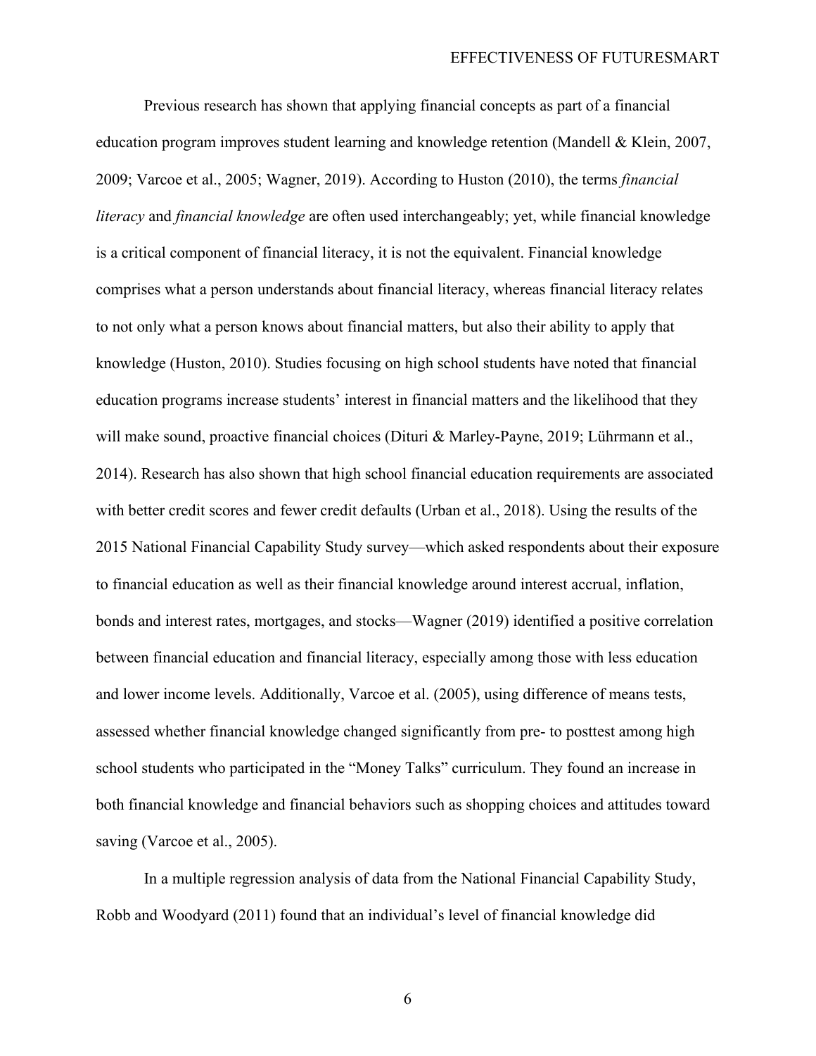Previous research has shown that applying financial concepts as part of a financial education program improves student learning and knowledge retention (Mandell & Klein, 2007, 2009; Varcoe et al., 2005; Wagner, 2019). According to Huston (2010), the terms *financial literacy* and *financial knowledge* are often used interchangeably; yet, while financial knowledge is a critical component of financial literacy, it is not the equivalent. Financial knowledge comprises what a person understands about financial literacy, whereas financial literacy relates to not only what a person knows about financial matters, but also their ability to apply that knowledge (Huston, 2010). Studies focusing on high school students have noted that financial education programs increase students' interest in financial matters and the likelihood that they will make sound, proactive financial choices (Dituri & Marley-Payne, 2019; Lührmann et al., 2014). Research has also shown that high school financial education requirements are associated with better credit scores and fewer credit defaults (Urban et al., 2018). Using the results of the 2015 National Financial Capability Study survey—which asked respondents about their exposure to financial education as well as their financial knowledge around interest accrual, inflation, bonds and interest rates, mortgages, and stocks—Wagner (2019) identified a positive correlation between financial education and financial literacy, especially among those with less education and lower income levels. Additionally, Varcoe et al. (2005), using difference of means tests, assessed whether financial knowledge changed significantly from pre- to posttest among high school students who participated in the "Money Talks" curriculum. They found an increase in both financial knowledge and financial behaviors such as shopping choices and attitudes toward saving (Varcoe et al., 2005).

In a multiple regression analysis of data from the National Financial Capability Study, Robb and Woodyard (2011) found that an individual's level of financial knowledge did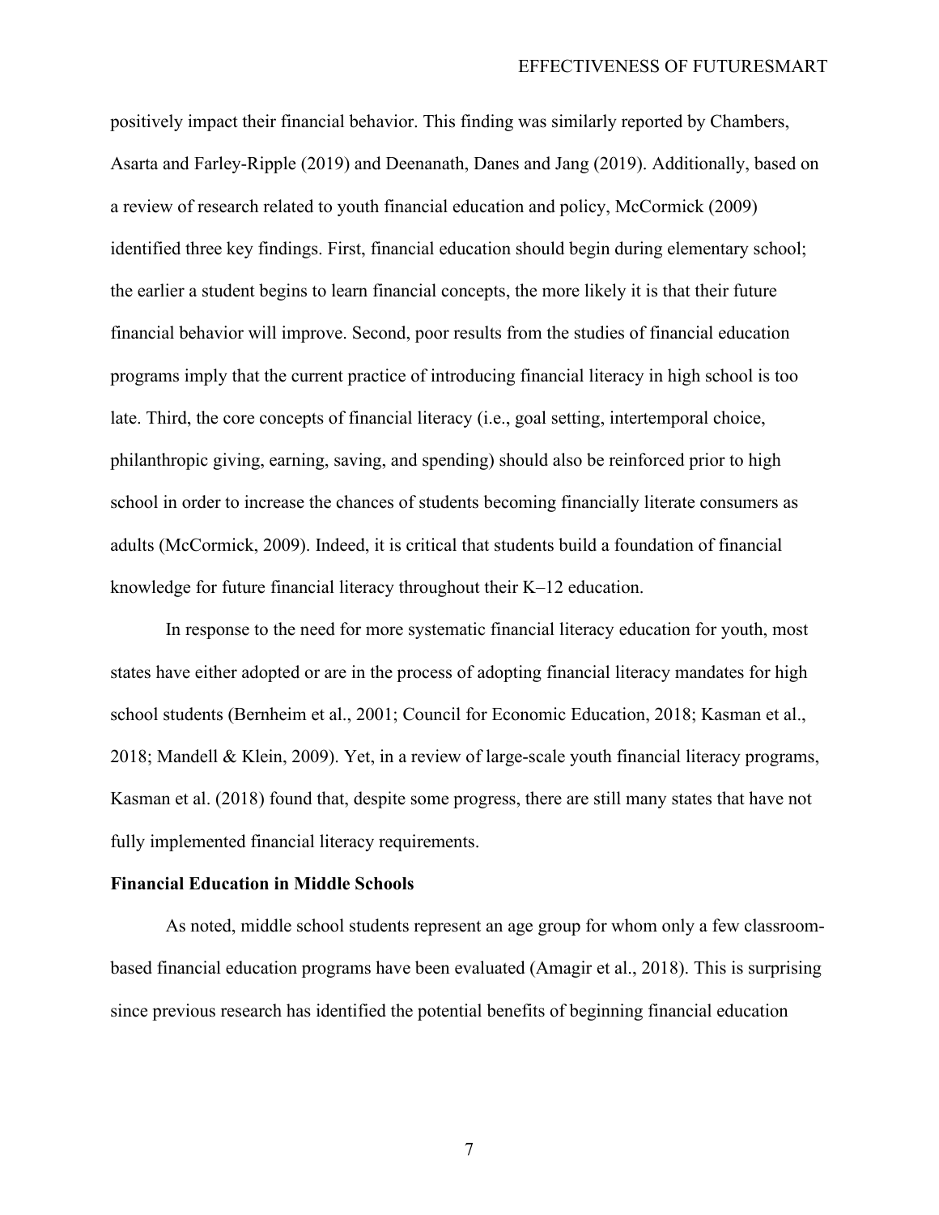positively impact their financial behavior. This finding was similarly reported by Chambers, Asarta and Farley-Ripple (2019) and Deenanath, Danes and Jang (2019). Additionally, based on a review of research related to youth financial education and policy, McCormick (2009) identified three key findings. First, financial education should begin during elementary school; the earlier a student begins to learn financial concepts, the more likely it is that their future financial behavior will improve. Second, poor results from the studies of financial education programs imply that the current practice of introducing financial literacy in high school is too late. Third, the core concepts of financial literacy (i.e., goal setting, intertemporal choice, philanthropic giving, earning, saving, and spending) should also be reinforced prior to high school in order to increase the chances of students becoming financially literate consumers as adults (McCormick, 2009). Indeed, it is critical that students build a foundation of financial knowledge for future financial literacy throughout their K–12 education.

In response to the need for more systematic financial literacy education for youth, most states have either adopted or are in the process of adopting financial literacy mandates for high school students (Bernheim et al., 2001; Council for Economic Education, 2018; Kasman et al., 2018; Mandell & Klein, 2009). Yet, in a review of large-scale youth financial literacy programs, Kasman et al. (2018) found that, despite some progress, there are still many states that have not fully implemented financial literacy requirements.

**Financial Education in Middle Schools**

As noted, middle school students represent an age group for whom only a few classroom-based financial education programs have been evaluated (Amagir et al., 2018). This is surprising since previous research has identified the potential benefits of beginning financial education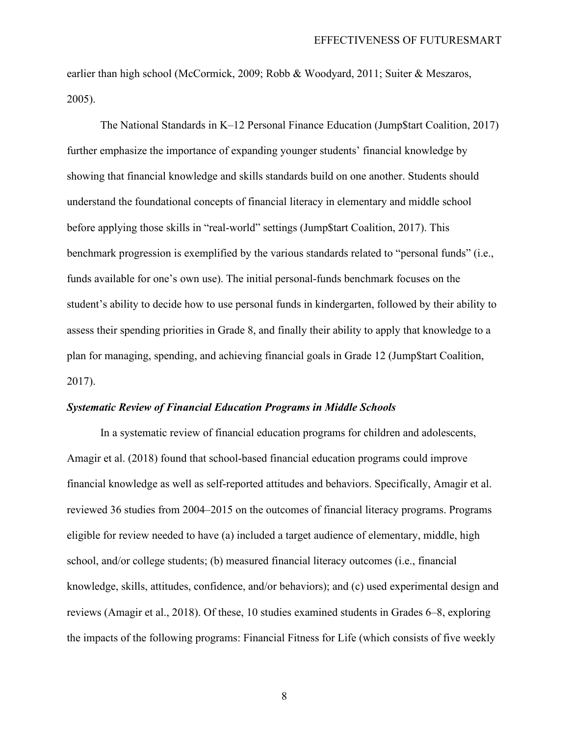earlier than high school (McCormick, 2009; Robb & Woodyard, 2011; Suiter & Meszaros, 2005).

The National Standards in K–12 Personal Finance Education (Jump$tart Coalition, 2017) further emphasize the importance of expanding younger students' financial knowledge by showing that financial knowledge and skills standards build on one another. Students should understand the foundational concepts of financial literacy in elementary and middle school before applying those skills in "real-world" settings (Jump$tart Coalition, 2017). This benchmark progression is exemplified by the various standards related to "personal funds" (i.e., funds available for one's own use). The initial personal-funds benchmark focuses on the student's ability to decide how to use personal funds in kindergarten, followed by their ability to assess their spending priorities in Grade 8, and finally their ability to apply that knowledge to a plan for managing, spending, and achieving financial goals in Grade 12 (Jump$tart Coalition, 2017).

### *Systematic Review of Financial Education Programs in Middle Schools*

In a systematic review of financial education programs for children and adolescents, Amagir et al. (2018) found that school-based financial education programs could improve financial knowledge as well as self-reported attitudes and behaviors. Specifically, Amagir et al. reviewed 36 studies from 2004–2015 on the outcomes of financial literacy programs. Programs eligible for review needed to have (a) included a target audience of elementary, middle, high school, and/or college students; (b) measured financial literacy outcomes (i.e., financial knowledge, skills, attitudes, confidence, and/or behaviors); and (c) used experimental design and reviews (Amagir et al., 2018). Of these, 10 studies examined students in Grades 6–8, exploring the impacts of the following programs: Financial Fitness for Life (which consists of five weekly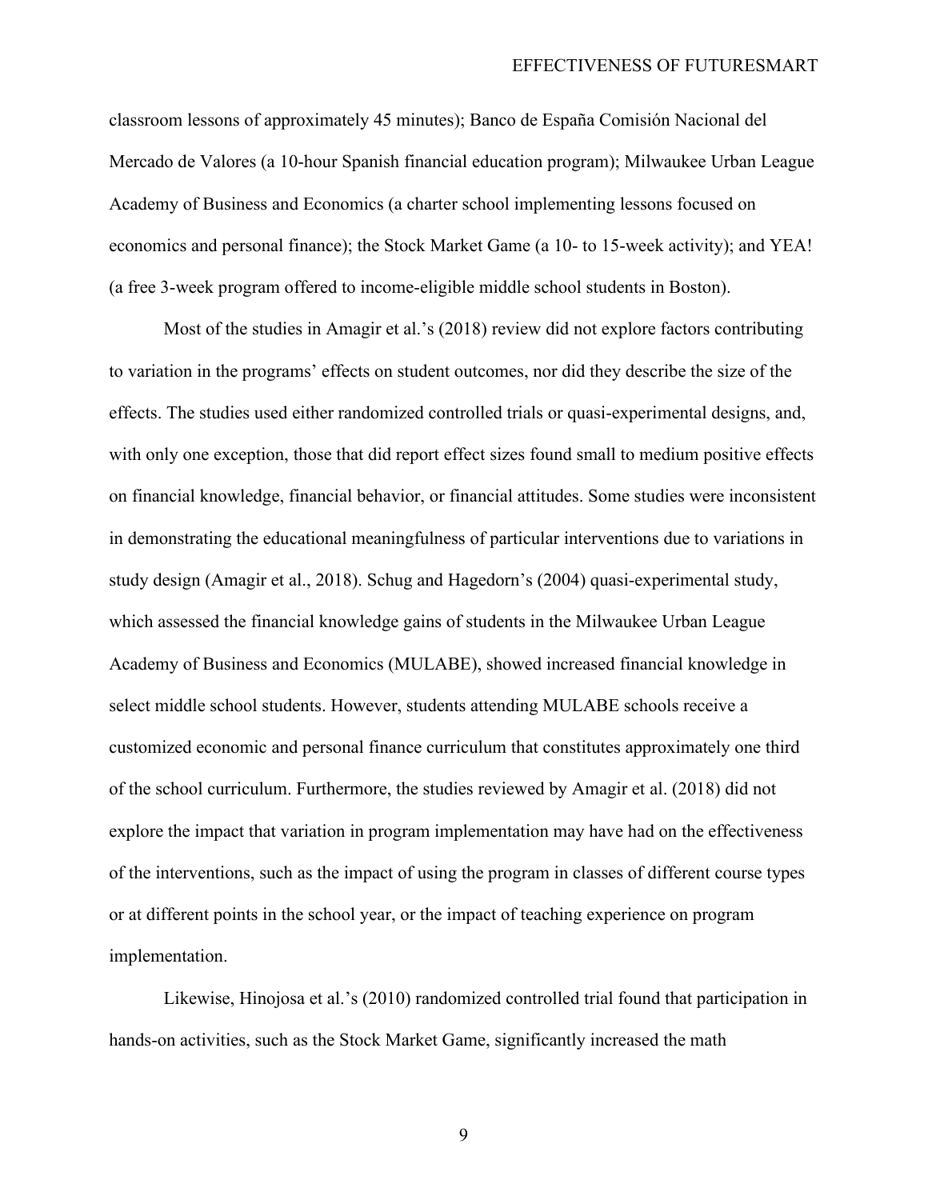classroom lessons of approximately 45 minutes); Banco de España Comisión Nacional del Mercado de Valores (a 10-hour Spanish financial education program); Milwaukee Urban League Academy of Business and Economics (a charter school implementing lessons focused on economics and personal finance); the Stock Market Game (a 10- to 15-week activity); and YEA! (a free 3-week program offered to income-eligible middle school students in Boston).

Most of the studies in Amagir et al.'s (2018) review did not explore factors contributing to variation in the programs' effects on student outcomes, nor did they describe the size of the effects. The studies used either randomized controlled trials or quasi-experimental designs, and, with only one exception, those that did report effect sizes found small to medium positive effects on financial knowledge, financial behavior, or financial attitudes. Some studies were inconsistent in demonstrating the educational meaningfulness of particular interventions due to variations in study design (Amagir et al., 2018). Schug and Hagedorn's (2004) quasi-experimental study, which assessed the financial knowledge gains of students in the Milwaukee Urban League Academy of Business and Economics (MULABE), showed increased financial knowledge in select middle school students. However, students attending MULABE schools receive a customized economic and personal finance curriculum that constitutes approximately one third of the school curriculum. Furthermore, the studies reviewed by Amagir et al. (2018) did not explore the impact that variation in program implementation may have had on the effectiveness of the interventions, such as the impact of using the program in classes of different course types or at different points in the school year, or the impact of teaching experience on program implementation.

Likewise, Hinojosa et al.'s (2010) randomized controlled trial found that participation in hands-on activities, such as the Stock Market Game, significantly increased the math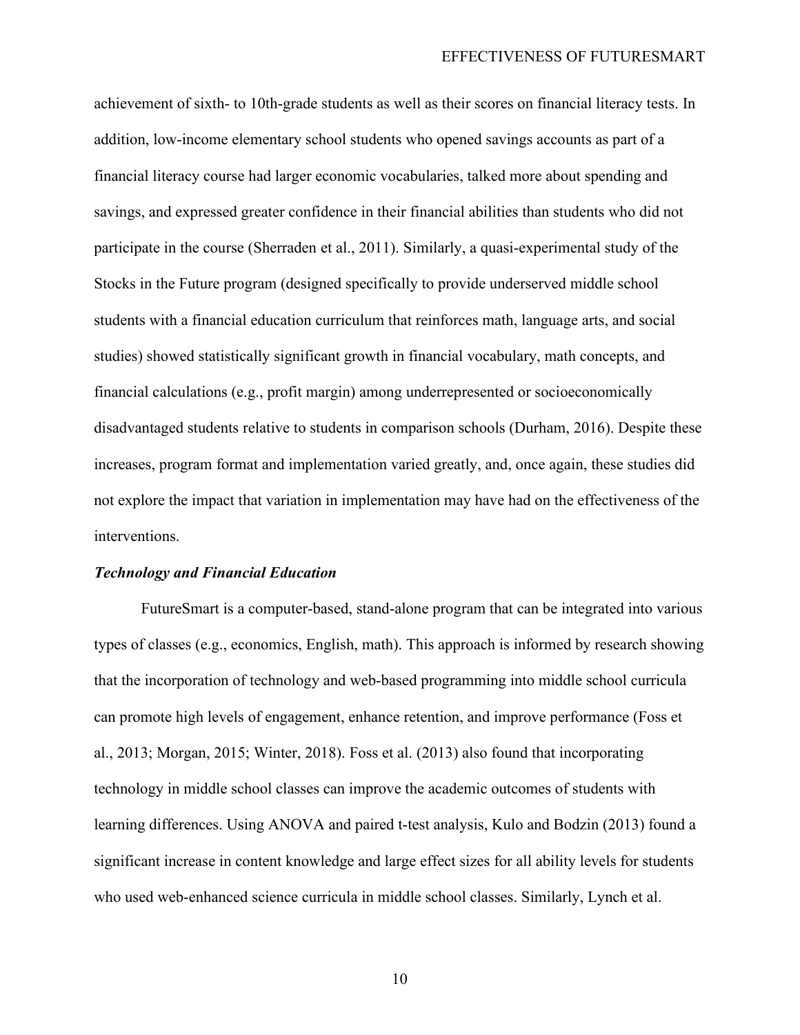achievement of sixth- to 10th-grade students as well as their scores on financial literacy tests. In addition, low-income elementary school students who opened savings accounts as part of a financial literacy course had larger economic vocabularies, talked more about spending and savings, and expressed greater confidence in their financial abilities than students who did not participate in the course (Sherraden et al., 2011). Similarly, a quasi-experimental study of the Stocks in the Future program (designed specifically to provide underserved middle school students with a financial education curriculum that reinforces math, language arts, and social studies) showed statistically significant growth in financial vocabulary, math concepts, and financial calculations (e.g., profit margin) among underrepresented or socioeconomically disadvantaged students relative to students in comparison schools (Durham, 2016). Despite these increases, program format and implementation varied greatly, and, once again, these studies did not explore the impact that variation in implementation may have had on the effectiveness of the interventions.

***Technology and Financial Education***

FutureSmart is a computer-based, stand-alone program that can be integrated into various types of classes (e.g., economics, English, math). This approach is informed by research showing that the incorporation of technology and web-based programming into middle school curricula can promote high levels of engagement, enhance retention, and improve performance (Foss et al., 2013; Morgan, 2015; Winter, 2018). Foss et al. (2013) also found that incorporating technology in middle school classes can improve the academic outcomes of students with learning differences. Using ANOVA and paired t-test analysis, Kulo and Bodzin (2013) found a significant increase in content knowledge and large effect sizes for all ability levels for students who used web-enhanced science curricula in middle school classes. Similarly, Lynch et al.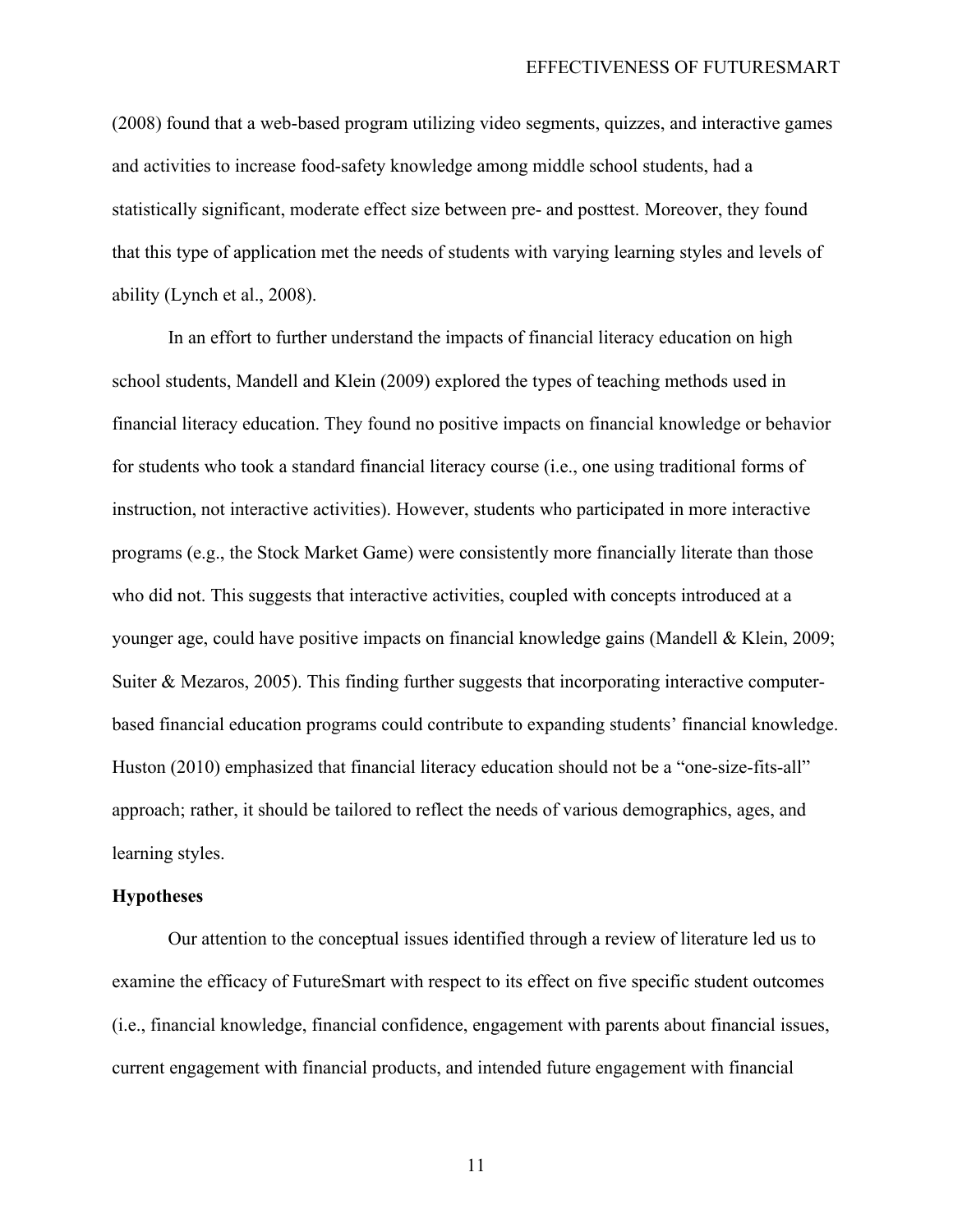(2008) found that a web-based program utilizing video segments, quizzes, and interactive games and activities to increase food-safety knowledge among middle school students, had a statistically significant, moderate effect size between pre- and posttest. Moreover, they found that this type of application met the needs of students with varying learning styles and levels of ability (Lynch et al., 2008).

In an effort to further understand the impacts of financial literacy education on high school students, Mandell and Klein (2009) explored the types of teaching methods used in financial literacy education. They found no positive impacts on financial knowledge or behavior for students who took a standard financial literacy course (i.e., one using traditional forms of instruction, not interactive activities). However, students who participated in more interactive programs (e.g., the Stock Market Game) were consistently more financially literate than those who did not. This suggests that interactive activities, coupled with concepts introduced at a younger age, could have positive impacts on financial knowledge gains (Mandell & Klein, 2009; Suiter & Mezaros, 2005). This finding further suggests that incorporating interactive computer-based financial education programs could contribute to expanding students' financial knowledge. Huston (2010) emphasized that financial literacy education should not be a "one-size-fits-all" approach; rather, it should be tailored to reflect the needs of various demographics, ages, and learning styles.

### Hypotheses

Our attention to the conceptual issues identified through a review of literature led us to examine the efficacy of FutureSmart with respect to its effect on five specific student outcomes (i.e., financial knowledge, financial confidence, engagement with parents about financial issues, current engagement with financial products, and intended future engagement with financial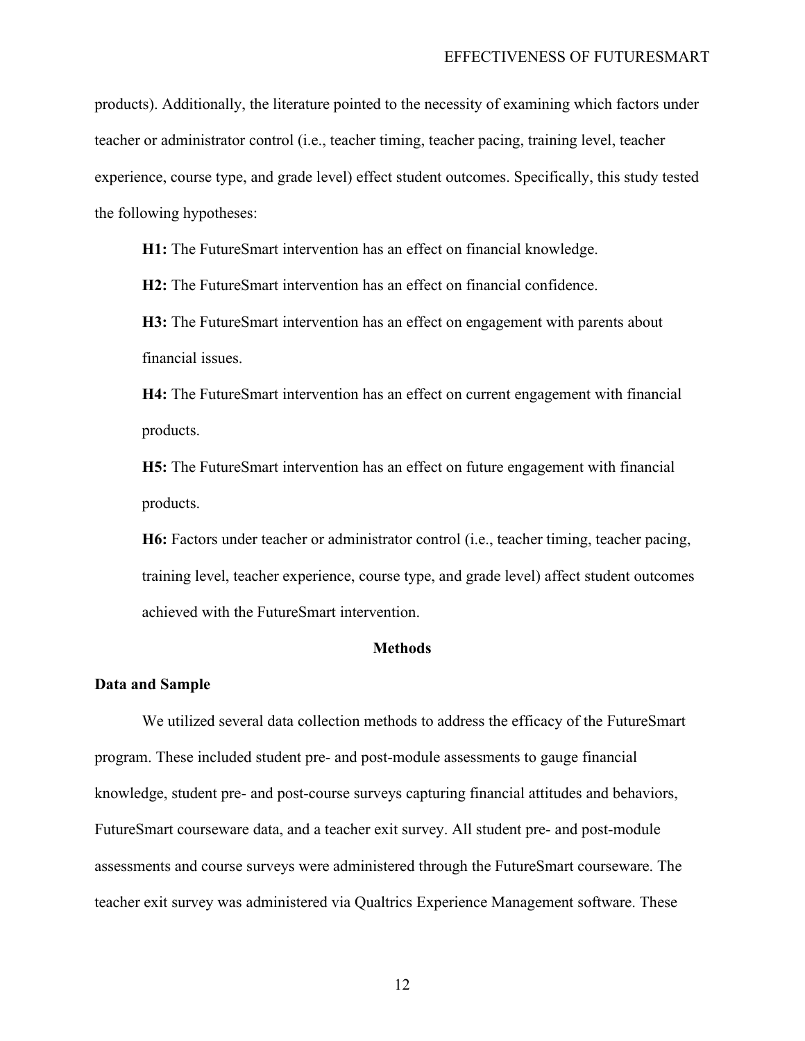products). Additionally, the literature pointed to the necessity of examining which factors under teacher or administrator control (i.e., teacher timing, teacher pacing, training level, teacher experience, course type, and grade level) effect student outcomes. Specifically, this study tested the following hypotheses:

**H1:** The FutureSmart intervention has an effect on financial knowledge.

**H2:** The FutureSmart intervention has an effect on financial confidence.

**H3:** The FutureSmart intervention has an effect on engagement with parents about financial issues.

**H4:** The FutureSmart intervention has an effect on current engagement with financial products.

**H5:** The FutureSmart intervention has an effect on future engagement with financial products.

**H6:** Factors under teacher or administrator control (i.e., teacher timing, teacher pacing, training level, teacher experience, course type, and grade level) affect student outcomes achieved with the FutureSmart intervention.

## Methods

### Data and Sample

We utilized several data collection methods to address the efficacy of the FutureSmart program. These included student pre- and post-module assessments to gauge financial knowledge, student pre- and post-course surveys capturing financial attitudes and behaviors, FutureSmart courseware data, and a teacher exit survey. All student pre- and post-module assessments and course surveys were administered through the FutureSmart courseware. The teacher exit survey was administered via Qualtrics Experience Management software. These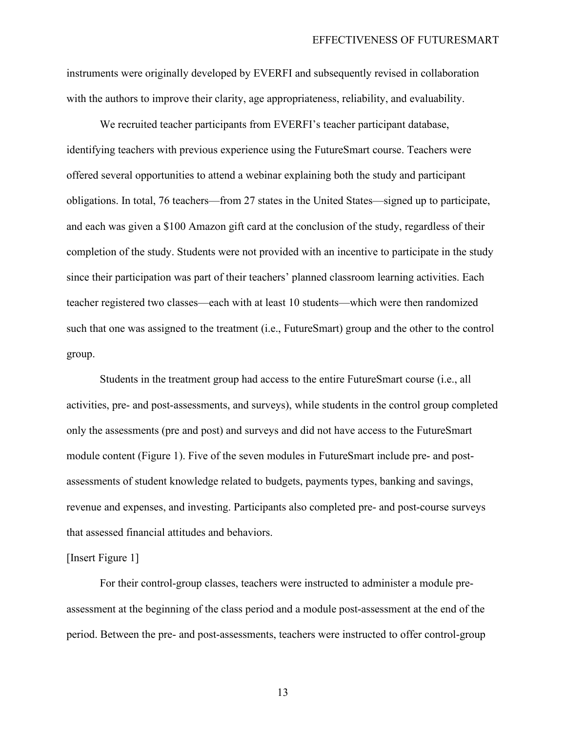instruments were originally developed by EVERFI and subsequently revised in collaboration with the authors to improve their clarity, age appropriateness, reliability, and evaluability.

We recruited teacher participants from EVERFI's teacher participant database, identifying teachers with previous experience using the FutureSmart course. Teachers were offered several opportunities to attend a webinar explaining both the study and participant obligations. In total, 76 teachers—from 27 states in the United States—signed up to participate, and each was given a $100 Amazon gift card at the conclusion of the study, regardless of their completion of the study. Students were not provided with an incentive to participate in the study since their participation was part of their teachers' planned classroom learning activities. Each teacher registered two classes—each with at least 10 students—which were then randomized such that one was assigned to the treatment (i.e., FutureSmart) group and the other to the control group.

Students in the treatment group had access to the entire FutureSmart course (i.e., all activities, pre- and post-assessments, and surveys), while students in the control group completed only the assessments (pre and post) and surveys and did not have access to the FutureSmart module content (Figure 1). Five of the seven modules in FutureSmart include pre- and post-assessments of student knowledge related to budgets, payments types, banking and savings, revenue and expenses, and investing. Participants also completed pre- and post-course surveys that assessed financial attitudes and behaviors.

[Insert Figure 1]

For their control-group classes, teachers were instructed to administer a module pre-assessment at the beginning of the class period and a module post-assessment at the end of the period. Between the pre- and post-assessments, teachers were instructed to offer control-group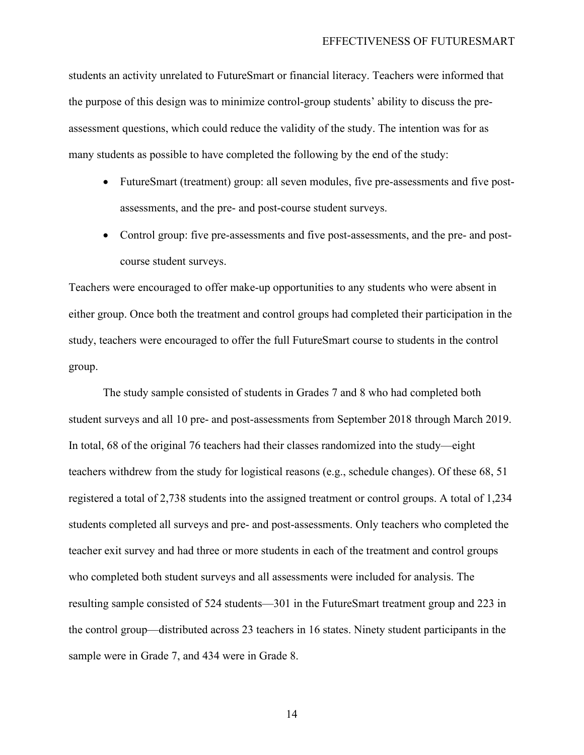students an activity unrelated to FutureSmart or financial literacy. Teachers were informed that the purpose of this design was to minimize control-group students' ability to discuss the pre-assessment questions, which could reduce the validity of the study. The intention was for as many students as possible to have completed the following by the end of the study:

- FutureSmart (treatment) group: all seven modules, five pre-assessments and five post-assessments, and the pre- and post-course student surveys.
- Control group: five pre-assessments and five post-assessments, and the pre- and post-course student surveys.

Teachers were encouraged to offer make-up opportunities to any students who were absent in either group. Once both the treatment and control groups had completed their participation in the study, teachers were encouraged to offer the full FutureSmart course to students in the control group.

The study sample consisted of students in Grades 7 and 8 who had completed both student surveys and all 10 pre- and post-assessments from September 2018 through March 2019. In total, 68 of the original 76 teachers had their classes randomized into the study—eight teachers withdrew from the study for logistical reasons (e.g., schedule changes). Of these 68, 51 registered a total of 2,738 students into the assigned treatment or control groups. A total of 1,234 students completed all surveys and pre- and post-assessments. Only teachers who completed the teacher exit survey and had three or more students in each of the treatment and control groups who completed both student surveys and all assessments were included for analysis. The resulting sample consisted of 524 students—301 in the FutureSmart treatment group and 223 in the control group—distributed across 23 teachers in 16 states. Ninety student participants in the sample were in Grade 7, and 434 were in Grade 8.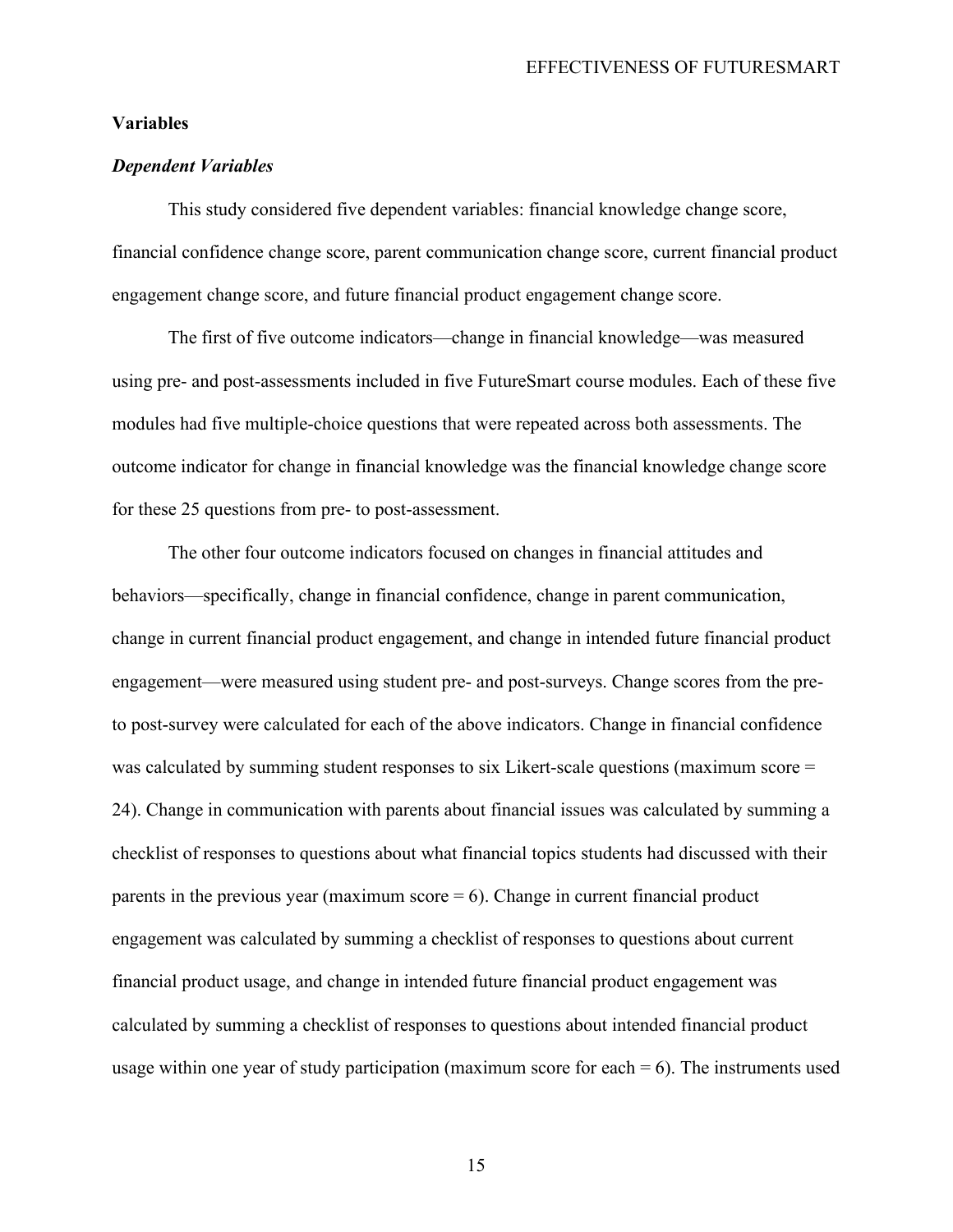## Variables

### *Dependent Variables*

This study considered five dependent variables: financial knowledge change score, financial confidence change score, parent communication change score, current financial product engagement change score, and future financial product engagement change score.

The first of five outcome indicators—change in financial knowledge—was measured using pre- and post-assessments included in five FutureSmart course modules. Each of these five modules had five multiple-choice questions that were repeated across both assessments. The outcome indicator for change in financial knowledge was the financial knowledge change score for these 25 questions from pre- to post-assessment.

The other four outcome indicators focused on changes in financial attitudes and behaviors—specifically, change in financial confidence, change in parent communication, change in current financial product engagement, and change in intended future financial product engagement—were measured using student pre- and post-surveys. Change scores from the pre- to post-survey were calculated for each of the above indicators. Change in financial confidence was calculated by summing student responses to six Likert-scale questions (maximum score = 24). Change in communication with parents about financial issues was calculated by summing a checklist of responses to questions about what financial topics students had discussed with their parents in the previous year (maximum score = 6). Change in current financial product engagement was calculated by summing a checklist of responses to questions about current financial product usage, and change in intended future financial product engagement was calculated by summing a checklist of responses to questions about intended financial product usage within one year of study participation (maximum score for each = 6). The instruments used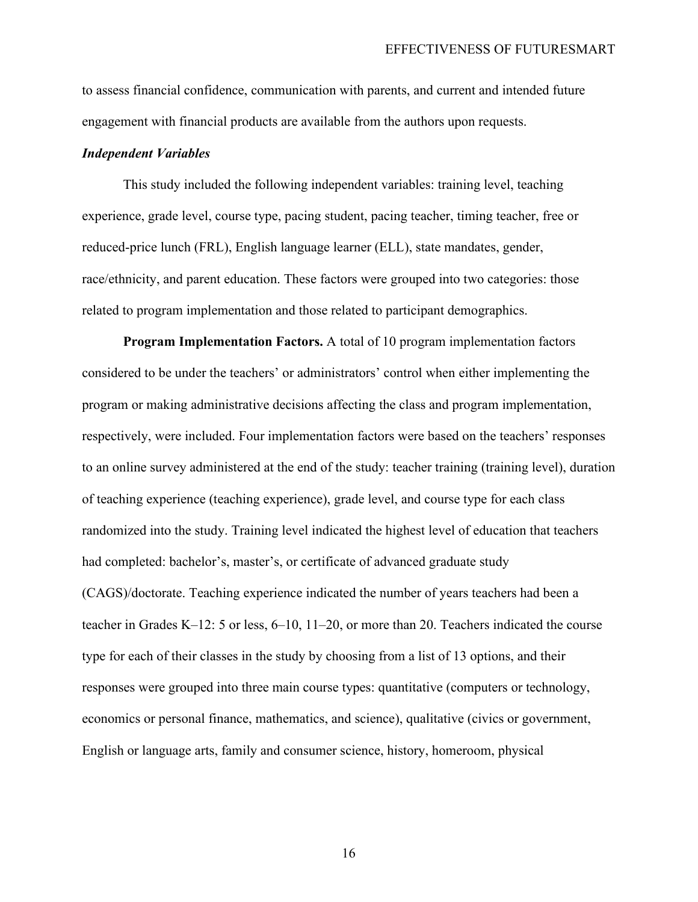to assess financial confidence, communication with parents, and current and intended future engagement with financial products are available from the authors upon requests.

### *Independent Variables*

This study included the following independent variables: training level, teaching experience, grade level, course type, pacing student, pacing teacher, timing teacher, free or reduced-price lunch (FRL), English language learner (ELL), state mandates, gender, race/ethnicity, and parent education. These factors were grouped into two categories: those related to program implementation and those related to participant demographics.

**Program Implementation Factors.** A total of 10 program implementation factors considered to be under the teachers' or administrators' control when either implementing the program or making administrative decisions affecting the class and program implementation, respectively, were included. Four implementation factors were based on the teachers' responses to an online survey administered at the end of the study: teacher training (training level), duration of teaching experience (teaching experience), grade level, and course type for each class randomized into the study. Training level indicated the highest level of education that teachers had completed: bachelor's, master's, or certificate of advanced graduate study (CAGS)/doctorate. Teaching experience indicated the number of years teachers had been a teacher in Grades K–12: 5 or less, 6–10, 11–20, or more than 20. Teachers indicated the course type for each of their classes in the study by choosing from a list of 13 options, and their responses were grouped into three main course types: quantitative (computers or technology, economics or personal finance, mathematics, and science), qualitative (civics or government, English or language arts, family and consumer science, history, homeroom, physical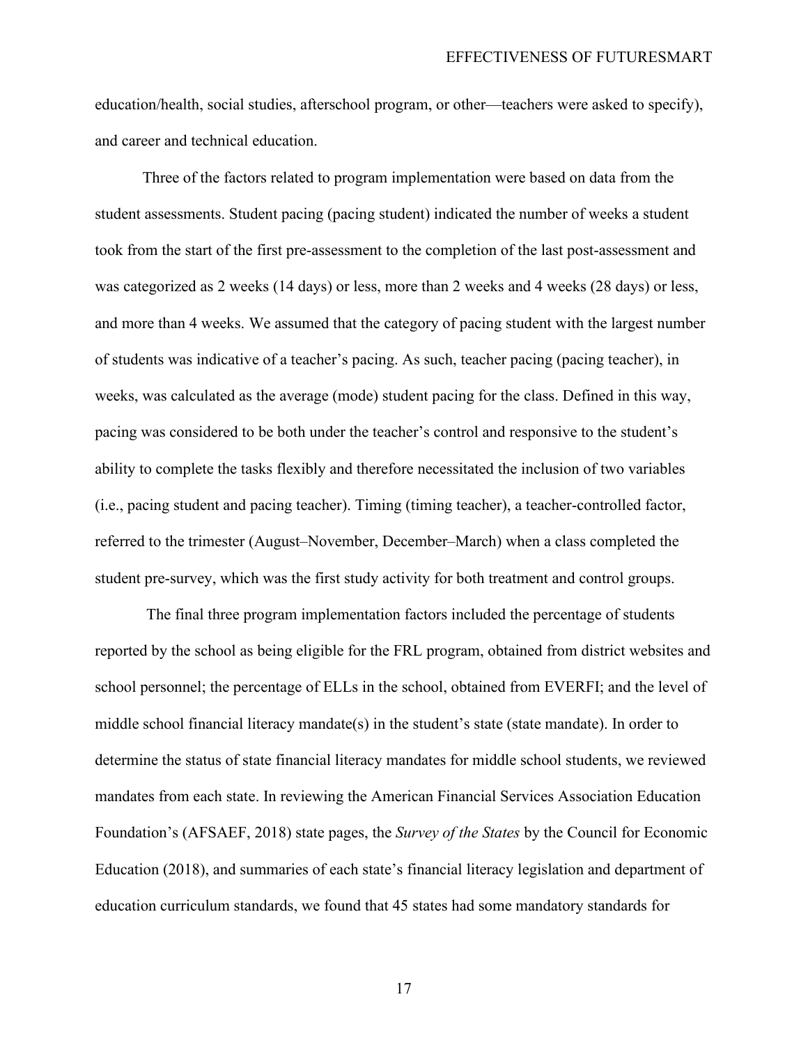education/health, social studies, afterschool program, or other—teachers were asked to specify), and career and technical education.

Three of the factors related to program implementation were based on data from the student assessments. Student pacing (pacing student) indicated the number of weeks a student took from the start of the first pre-assessment to the completion of the last post-assessment and was categorized as 2 weeks (14 days) or less, more than 2 weeks and 4 weeks (28 days) or less, and more than 4 weeks. We assumed that the category of pacing student with the largest number of students was indicative of a teacher's pacing. As such, teacher pacing (pacing teacher), in weeks, was calculated as the average (mode) student pacing for the class. Defined in this way, pacing was considered to be both under the teacher's control and responsive to the student's ability to complete the tasks flexibly and therefore necessitated the inclusion of two variables (i.e., pacing student and pacing teacher). Timing (timing teacher), a teacher-controlled factor, referred to the trimester (August–November, December–March) when a class completed the student pre-survey, which was the first study activity for both treatment and control groups.

The final three program implementation factors included the percentage of students reported by the school as being eligible for the FRL program, obtained from district websites and school personnel; the percentage of ELLs in the school, obtained from EVERFI; and the level of middle school financial literacy mandate(s) in the student's state (state mandate). In order to determine the status of state financial literacy mandates for middle school students, we reviewed mandates from each state. In reviewing the American Financial Services Association Education Foundation's (AFSAEF, 2018) state pages, the *Survey of the States* by the Council for Economic Education (2018), and summaries of each state's financial literacy legislation and department of education curriculum standards, we found that 45 states had some mandatory standards for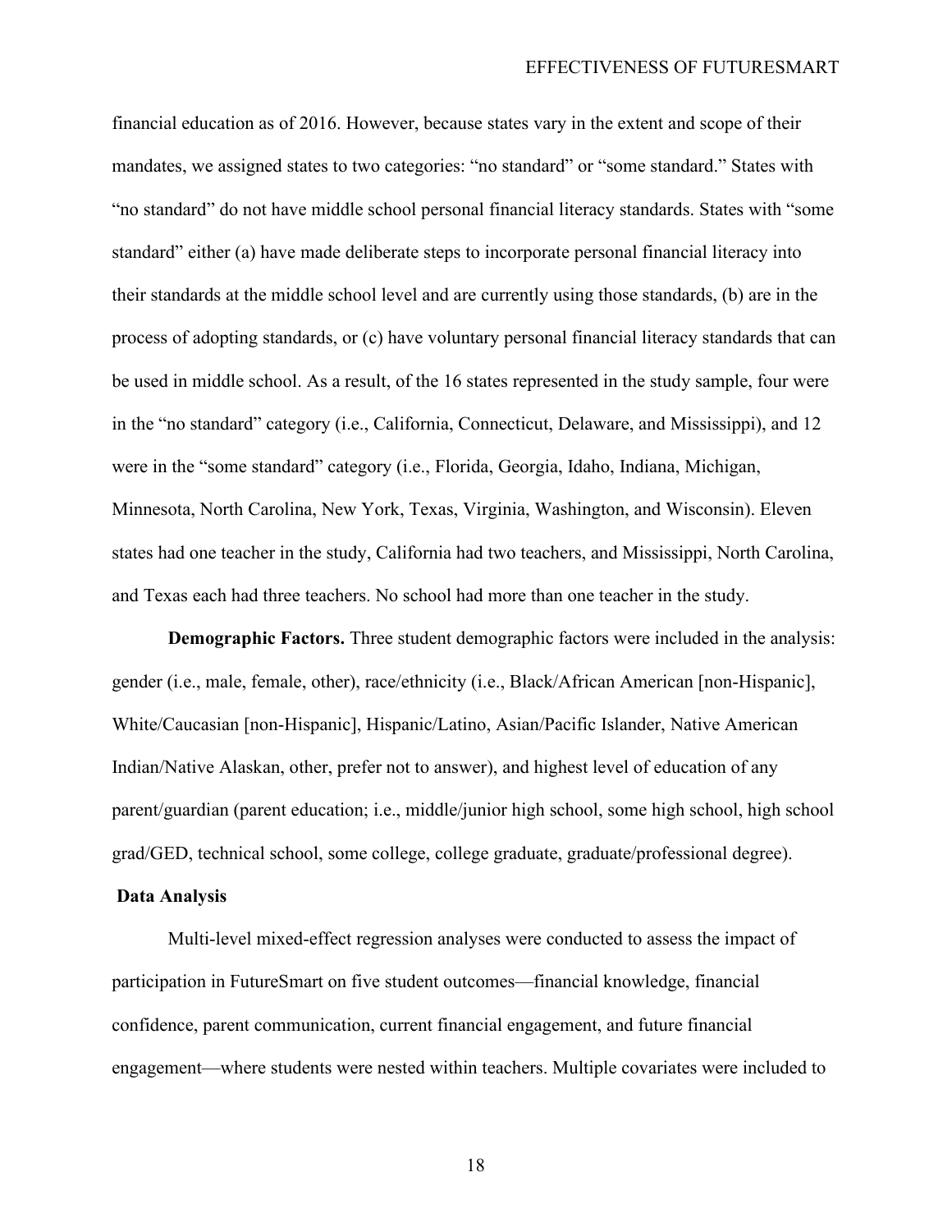financial education as of 2016. However, because states vary in the extent and scope of their mandates, we assigned states to two categories: "no standard" or "some standard." States with "no standard" do not have middle school personal financial literacy standards. States with "some standard" either (a) have made deliberate steps to incorporate personal financial literacy into their standards at the middle school level and are currently using those standards, (b) are in the process of adopting standards, or (c) have voluntary personal financial literacy standards that can be used in middle school. As a result, of the 16 states represented in the study sample, four were in the "no standard" category (i.e., California, Connecticut, Delaware, and Mississippi), and 12 were in the "some standard" category (i.e., Florida, Georgia, Idaho, Indiana, Michigan, Minnesota, North Carolina, New York, Texas, Virginia, Washington, and Wisconsin). Eleven states had one teacher in the study, California had two teachers, and Mississippi, North Carolina, and Texas each had three teachers. No school had more than one teacher in the study.

**Demographic Factors.** Three student demographic factors were included in the analysis: gender (i.e., male, female, other), race/ethnicity (i.e., Black/African American [non-Hispanic], White/Caucasian [non-Hispanic], Hispanic/Latino, Asian/Pacific Islander, Native American Indian/Native Alaskan, other, prefer not to answer), and highest level of education of any parent/guardian (parent education; i.e., middle/junior high school, some high school, high school grad/GED, technical school, some college, college graduate, graduate/professional degree).

### Data Analysis

Multi-level mixed-effect regression analyses were conducted to assess the impact of participation in FutureSmart on five student outcomes—financial knowledge, financial confidence, parent communication, current financial engagement, and future financial engagement—where students were nested within teachers. Multiple covariates were included to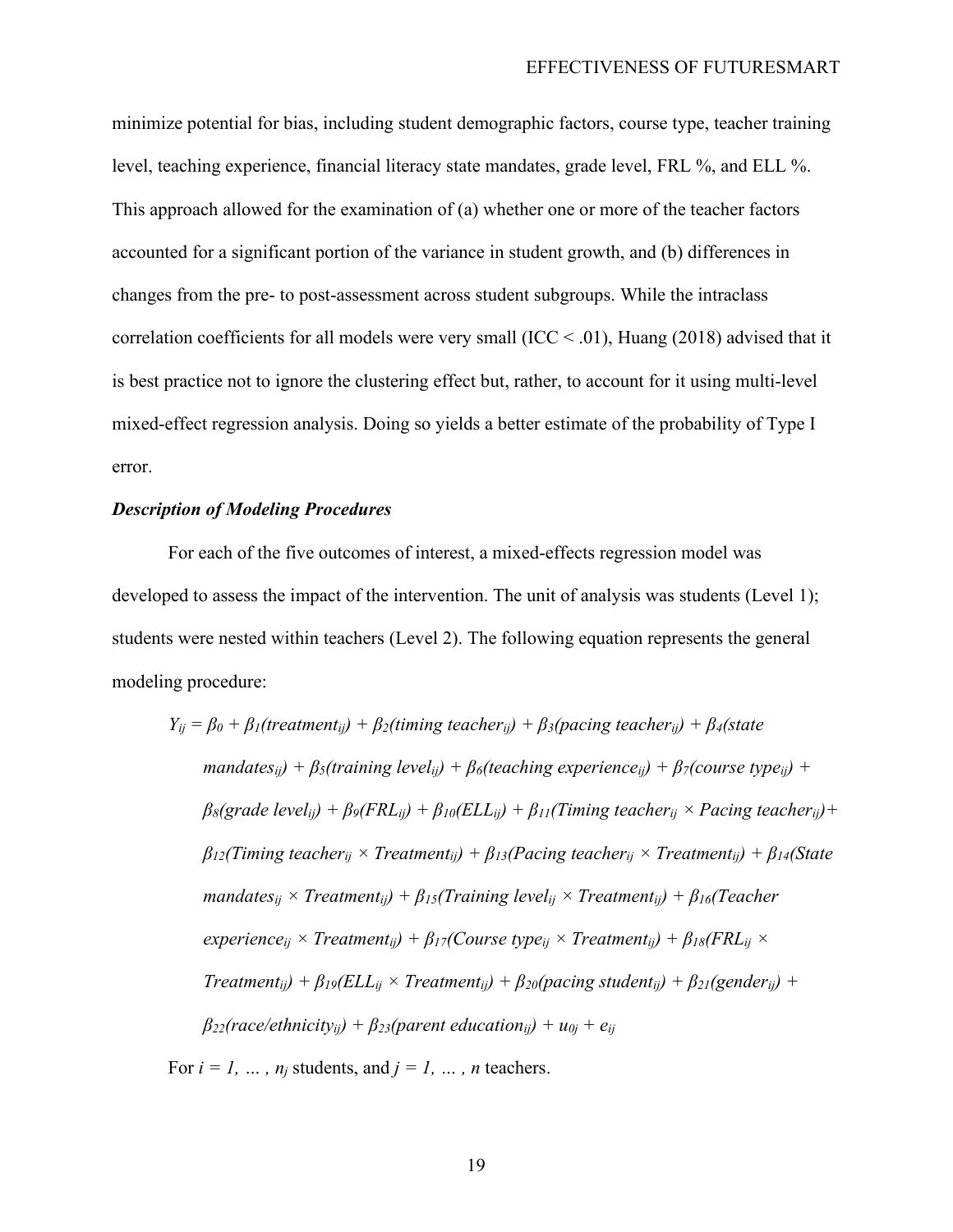minimize potential for bias, including student demographic factors, course type, teacher training level, teaching experience, financial literacy state mandates, grade level, FRL %, and ELL %. This approach allowed for the examination of (a) whether one or more of the teacher factors accounted for a significant portion of the variance in student growth, and (b) differences in changes from the pre- to post-assessment across student subgroups. While the intraclass correlation coefficients for all models were very small (ICC < .01), Huang (2018) advised that it is best practice not to ignore the clustering effect but, rather, to account for it using multi-level mixed-effect regression analysis. Doing so yields a better estimate of the probability of Type I error.

### *Description of Modeling Procedures*

For each of the five outcomes of interest, a mixed-effects regression model was developed to assess the impact of the intervention. The unit of analysis was students (Level 1); students were nested within teachers (Level 2). The following equation represents the general modeling procedure:

$$Y_{ij} = \beta_0 + \beta_1(\text{treatment}_{ij}) + \beta_2(\text{timing teacher}_{ij}) + \beta_3(\text{pacing teacher}_{ij}) + \beta_4(\text{state mandates}_{ij}) + \beta_5(\text{training level}_{ij}) + \beta_6(\text{teaching experience}_{ij}) + \beta_7(\text{course type}_{ij}) + \beta_8(\text{grade level}_{ij}) + \beta_9(\text{FRL}_{ij}) + \beta_{10}(\text{ELL}_{ij}) + \beta_{11}(\text{Timing teacher}_{ij} \times \text{Pacing teacher}_{ij}) + \beta_{12}(\text{Timing teacher}_{ij} \times \text{Treatment}_{ij}) + \beta_{13}(\text{Pacing teacher}_{ij} \times \text{Treatment}_{ij}) + \beta_{14}(\text{State mandates}_{ij} \times \text{Treatment}_{ij}) + \beta_{15}(\text{Training level}_{ij} \times \text{Treatment}_{ij}) + \beta_{16}(\text{Teacher experience}_{ij} \times \text{Treatment}_{ij}) + \beta_{17}(\text{Course type}_{ij} \times \text{Treatment}_{ij}) + \beta_{18}(\text{FRL}_{ij} \times \text{Treatment}_{ij}) + \beta_{19}(\text{ELL}_{ij} \times \text{Treatment}_{ij}) + \beta_{20}(\text{pacing student}_{ij}) + \beta_{21}(\text{gender}_{ij}) + \beta_{22}(\text{race/ethnicity}_{ij}) + \beta_{23}(\text{parent education}_{ij}) + u_{0j} + e_{ij}$$

For $i = 1, \ldots, n_j$ students, and $j = 1, \ldots, n$ teachers.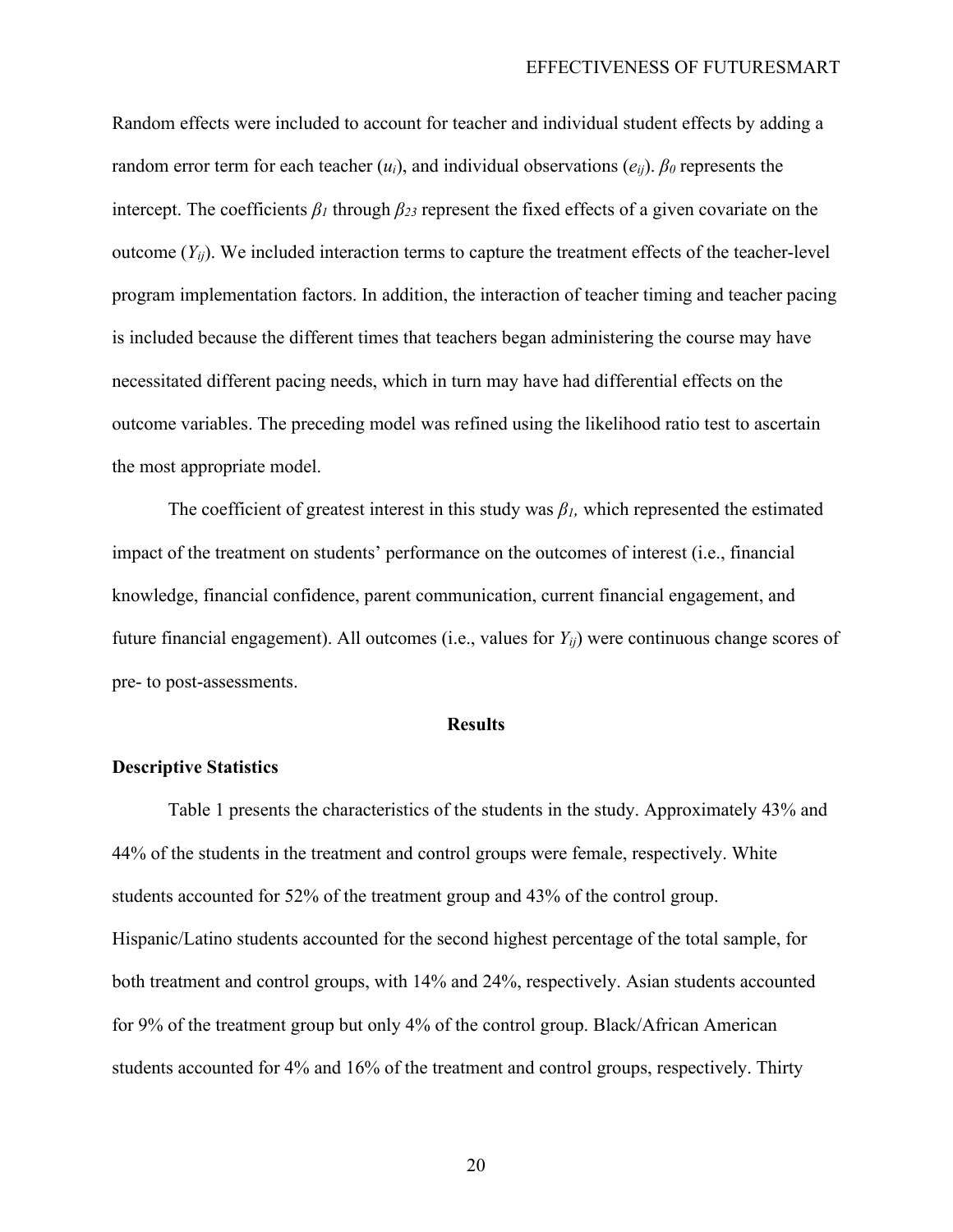Random effects were included to account for teacher and individual student effects by adding a random error term for each teacher ($u_i$), and individual observations ($e_{ij}$). $\beta_0$ represents the intercept. The coefficients $\beta_1$ through $\beta_{23}$ represent the fixed effects of a given covariate on the outcome ($Y_{ij}$). We included interaction terms to capture the treatment effects of the teacher-level program implementation factors. In addition, the interaction of teacher timing and teacher pacing is included because the different times that teachers began administering the course may have necessitated different pacing needs, which in turn may have had differential effects on the outcome variables. The preceding model was refined using the likelihood ratio test to ascertain the most appropriate model.

The coefficient of greatest interest in this study was $\beta_1$, which represented the estimated impact of the treatment on students' performance on the outcomes of interest (i.e., financial knowledge, financial confidence, parent communication, current financial engagement, and future financial engagement). All outcomes (i.e., values for $Y_{ij}$) were continuous change scores of pre- to post-assessments.

## Results

### Descriptive Statistics

Table 1 presents the characteristics of the students in the study. Approximately 43% and 44% of the students in the treatment and control groups were female, respectively. White students accounted for 52% of the treatment group and 43% of the control group. Hispanic/Latino students accounted for the second highest percentage of the total sample, for both treatment and control groups, with 14% and 24%, respectively. Asian students accounted for 9% of the treatment group but only 4% of the control group. Black/African American students accounted for 4% and 16% of the treatment and control groups, respectively. Thirty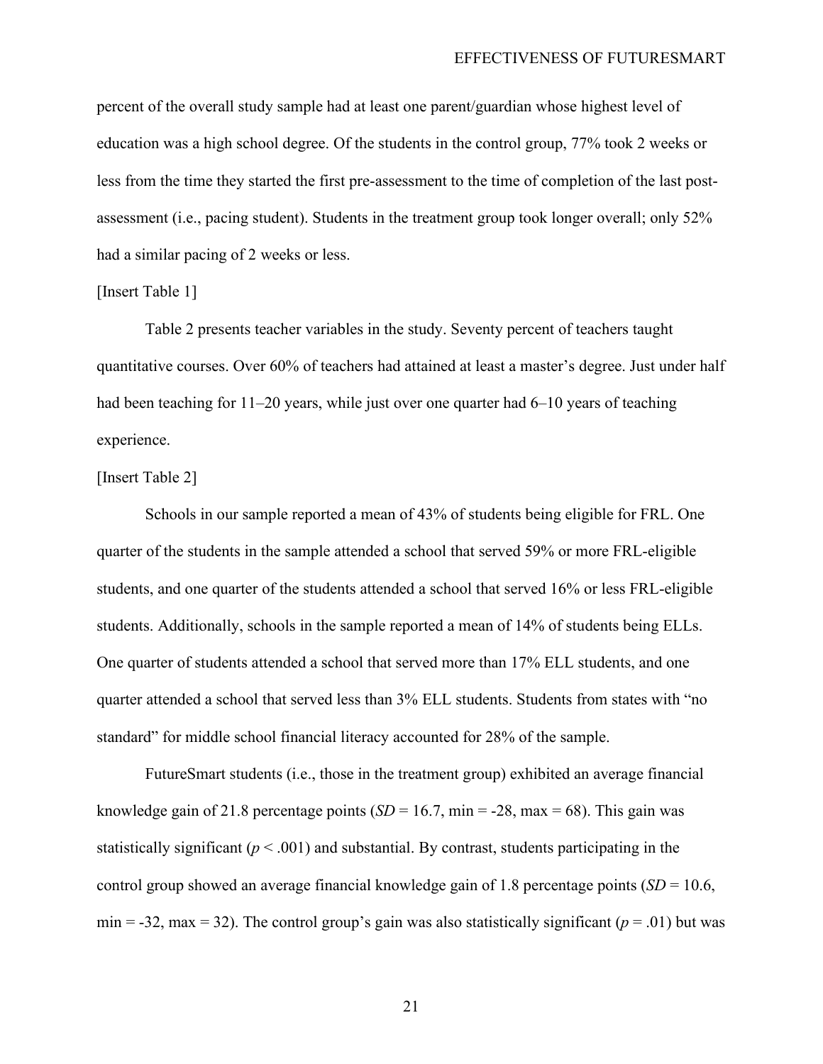percent of the overall study sample had at least one parent/guardian whose highest level of education was a high school degree. Of the students in the control group, 77% took 2 weeks or less from the time they started the first pre-assessment to the time of completion of the last post-assessment (i.e., pacing student). Students in the treatment group took longer overall; only 52% had a similar pacing of 2 weeks or less.

[Insert Table 1]

Table 2 presents teacher variables in the study. Seventy percent of teachers taught quantitative courses. Over 60% of teachers had attained at least a master's degree. Just under half had been teaching for 11–20 years, while just over one quarter had 6–10 years of teaching experience.

[Insert Table 2]

Schools in our sample reported a mean of 43% of students being eligible for FRL. One quarter of the students in the sample attended a school that served 59% or more FRL-eligible students, and one quarter of the students attended a school that served 16% or less FRL-eligible students. Additionally, schools in the sample reported a mean of 14% of students being ELLs. One quarter of students attended a school that served more than 17% ELL students, and one quarter attended a school that served less than 3% ELL students. Students from states with "no standard" for middle school financial literacy accounted for 28% of the sample.

FutureSmart students (i.e., those in the treatment group) exhibited an average financial knowledge gain of 21.8 percentage points ($SD = 16.7$, min = -28, max = 68). This gain was statistically significant ($p < .001$) and substantial. By contrast, students participating in the control group showed an average financial knowledge gain of 1.8 percentage points ($SD = 10.6$, min = -32, max = 32). The control group's gain was also statistically significant ($p = .01$) but was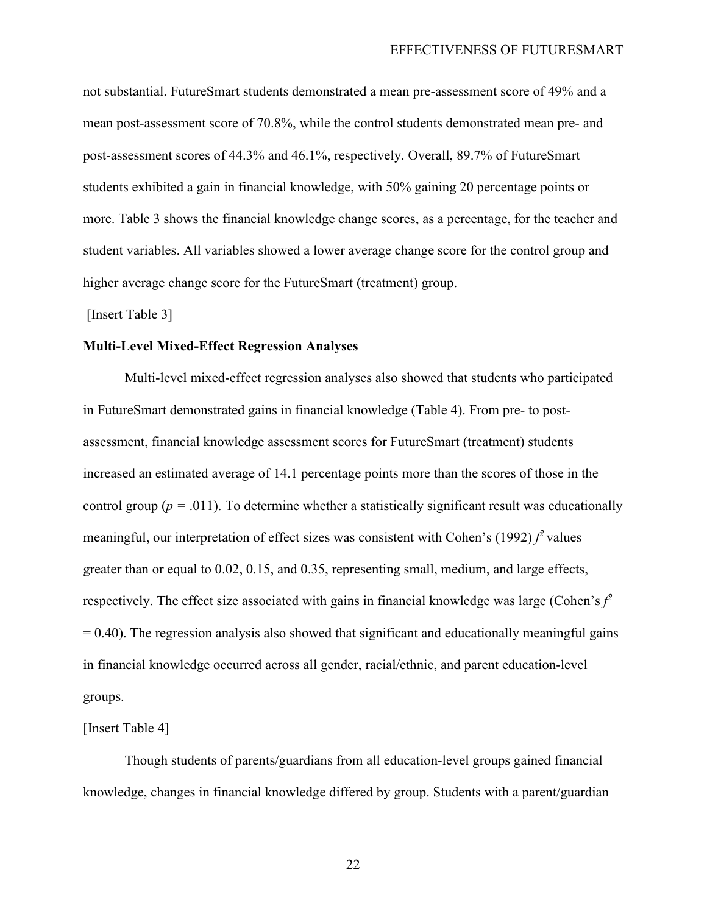not substantial. FutureSmart students demonstrated a mean pre-assessment score of 49% and a mean post-assessment score of 70.8%, while the control students demonstrated mean pre- and post-assessment scores of 44.3% and 46.1%, respectively. Overall, 89.7% of FutureSmart students exhibited a gain in financial knowledge, with 50% gaining 20 percentage points or more. Table 3 shows the financial knowledge change scores, as a percentage, for the teacher and student variables. All variables showed a lower average change score for the control group and higher average change score for the FutureSmart (treatment) group.

[Insert Table 3]

**Multi-Level Mixed-Effect Regression Analyses**

Multi-level mixed-effect regression analyses also showed that students who participated in FutureSmart demonstrated gains in financial knowledge (Table 4). From pre- to post-assessment, financial knowledge assessment scores for FutureSmart (treatment) students increased an estimated average of 14.1 percentage points more than the scores of those in the control group ($p$ = .011). To determine whether a statistically significant result was educationally meaningful, our interpretation of effect sizes was consistent with Cohen's (1992) $f^2$ values greater than or equal to 0.02, 0.15, and 0.35, representing small, medium, and large effects, respectively. The effect size associated with gains in financial knowledge was large (Cohen's $f^2$ = 0.40). The regression analysis also showed that significant and educationally meaningful gains in financial knowledge occurred across all gender, racial/ethnic, and parent education-level groups.

[Insert Table 4]

Though students of parents/guardians from all education-level groups gained financial knowledge, changes in financial knowledge differed by group. Students with a parent/guardian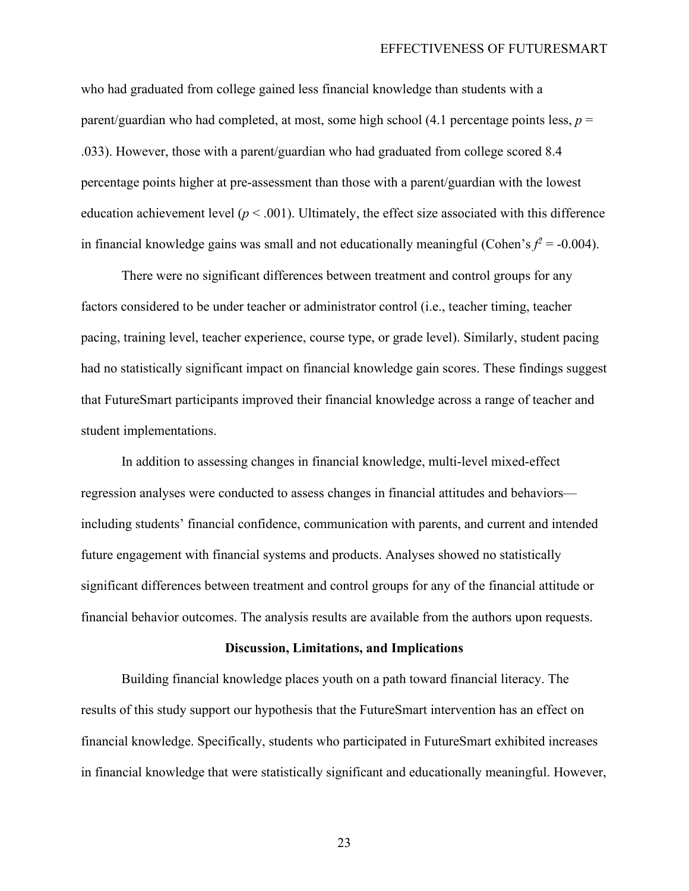who had graduated from college gained less financial knowledge than students with a parent/guardian who had completed, at most, some high school (4.1 percentage points less, $p$ = .033). However, those with a parent/guardian who had graduated from college scored 8.4 percentage points higher at pre-assessment than those with a parent/guardian with the lowest education achievement level ($p < .001$). Ultimately, the effect size associated with this difference in financial knowledge gains was small and not educationally meaningful (Cohen's $f^2$ = -0.004).

There were no significant differences between treatment and control groups for any factors considered to be under teacher or administrator control (i.e., teacher timing, teacher pacing, training level, teacher experience, course type, or grade level). Similarly, student pacing had no statistically significant impact on financial knowledge gain scores. These findings suggest that FutureSmart participants improved their financial knowledge across a range of teacher and student implementations.

In addition to assessing changes in financial knowledge, multi-level mixed-effect regression analyses were conducted to assess changes in financial attitudes and behaviors—including students' financial confidence, communication with parents, and current and intended future engagement with financial systems and products. Analyses showed no statistically significant differences between treatment and control groups for any of the financial attitude or financial behavior outcomes. The analysis results are available from the authors upon requests.

## Discussion, Limitations, and Implications

Building financial knowledge places youth on a path toward financial literacy. The results of this study support our hypothesis that the FutureSmart intervention has an effect on financial knowledge. Specifically, students who participated in FutureSmart exhibited increases in financial knowledge that were statistically significant and educationally meaningful. However,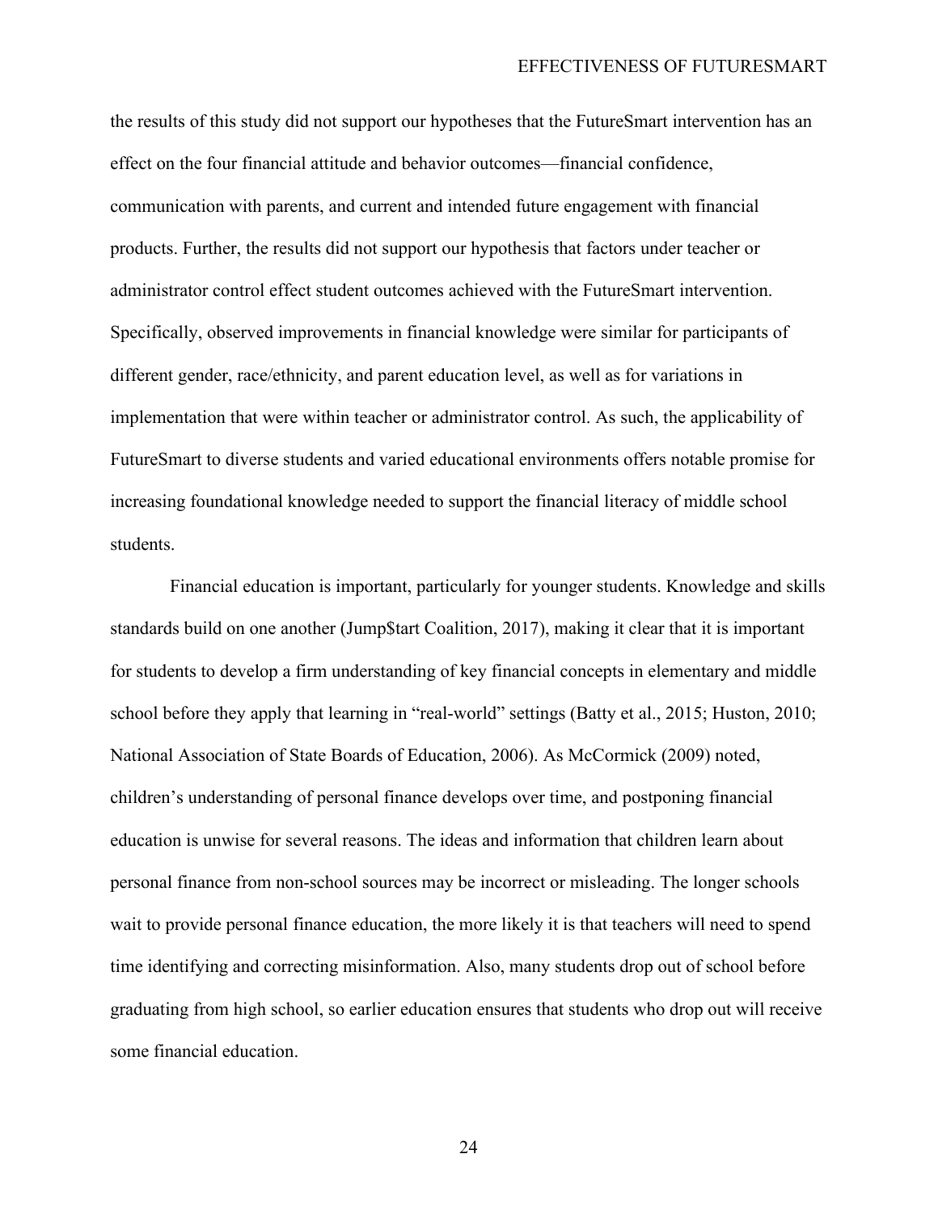the results of this study did not support our hypotheses that the FutureSmart intervention has an effect on the four financial attitude and behavior outcomes—financial confidence, communication with parents, and current and intended future engagement with financial products. Further, the results did not support our hypothesis that factors under teacher or administrator control effect student outcomes achieved with the FutureSmart intervention. Specifically, observed improvements in financial knowledge were similar for participants of different gender, race/ethnicity, and parent education level, as well as for variations in implementation that were within teacher or administrator control. As such, the applicability of FutureSmart to diverse students and varied educational environments offers notable promise for increasing foundational knowledge needed to support the financial literacy of middle school students.

Financial education is important, particularly for younger students. Knowledge and skills standards build on one another (Jump$tart Coalition, 2017), making it clear that it is important for students to develop a firm understanding of key financial concepts in elementary and middle school before they apply that learning in "real-world" settings (Batty et al., 2015; Huston, 2010; National Association of State Boards of Education, 2006). As McCormick (2009) noted, children's understanding of personal finance develops over time, and postponing financial education is unwise for several reasons. The ideas and information that children learn about personal finance from non-school sources may be incorrect or misleading. The longer schools wait to provide personal finance education, the more likely it is that teachers will need to spend time identifying and correcting misinformation. Also, many students drop out of school before graduating from high school, so earlier education ensures that students who drop out will receive some financial education.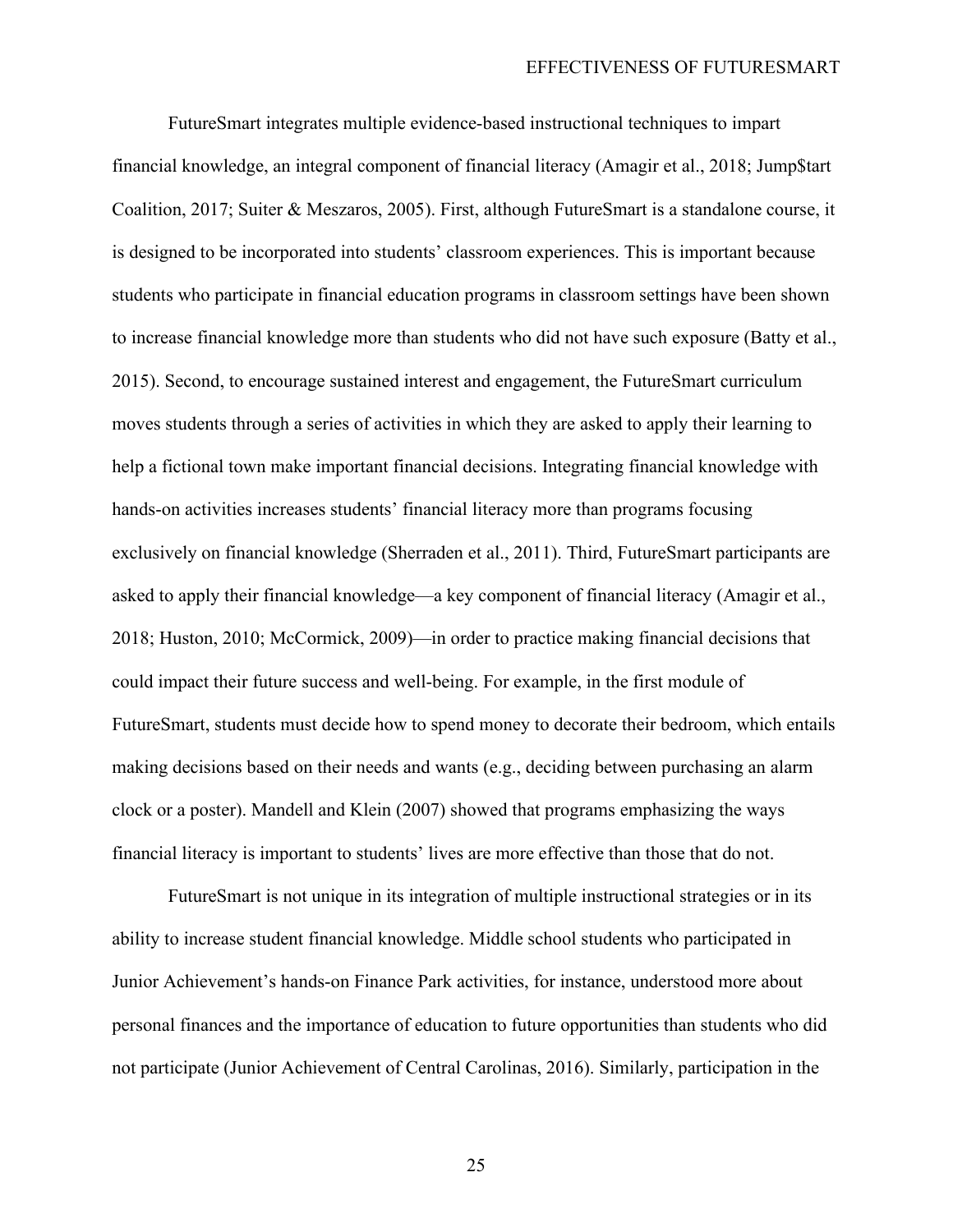FutureSmart integrates multiple evidence-based instructional techniques to impart financial knowledge, an integral component of financial literacy (Amagir et al., 2018; Jump$tart Coalition, 2017; Suiter & Meszaros, 2005). First, although FutureSmart is a standalone course, it is designed to be incorporated into students' classroom experiences. This is important because students who participate in financial education programs in classroom settings have been shown to increase financial knowledge more than students who did not have such exposure (Batty et al., 2015). Second, to encourage sustained interest and engagement, the FutureSmart curriculum moves students through a series of activities in which they are asked to apply their learning to help a fictional town make important financial decisions. Integrating financial knowledge with hands-on activities increases students' financial literacy more than programs focusing exclusively on financial knowledge (Sherraden et al., 2011). Third, FutureSmart participants are asked to apply their financial knowledge—a key component of financial literacy (Amagir et al., 2018; Huston, 2010; McCormick, 2009)—in order to practice making financial decisions that could impact their future success and well-being. For example, in the first module of FutureSmart, students must decide how to spend money to decorate their bedroom, which entails making decisions based on their needs and wants (e.g., deciding between purchasing an alarm clock or a poster). Mandell and Klein (2007) showed that programs emphasizing the ways financial literacy is important to students' lives are more effective than those that do not.

FutureSmart is not unique in its integration of multiple instructional strategies or in its ability to increase student financial knowledge. Middle school students who participated in Junior Achievement's hands-on Finance Park activities, for instance, understood more about personal finances and the importance of education to future opportunities than students who did not participate (Junior Achievement of Central Carolinas, 2016). Similarly, participation in the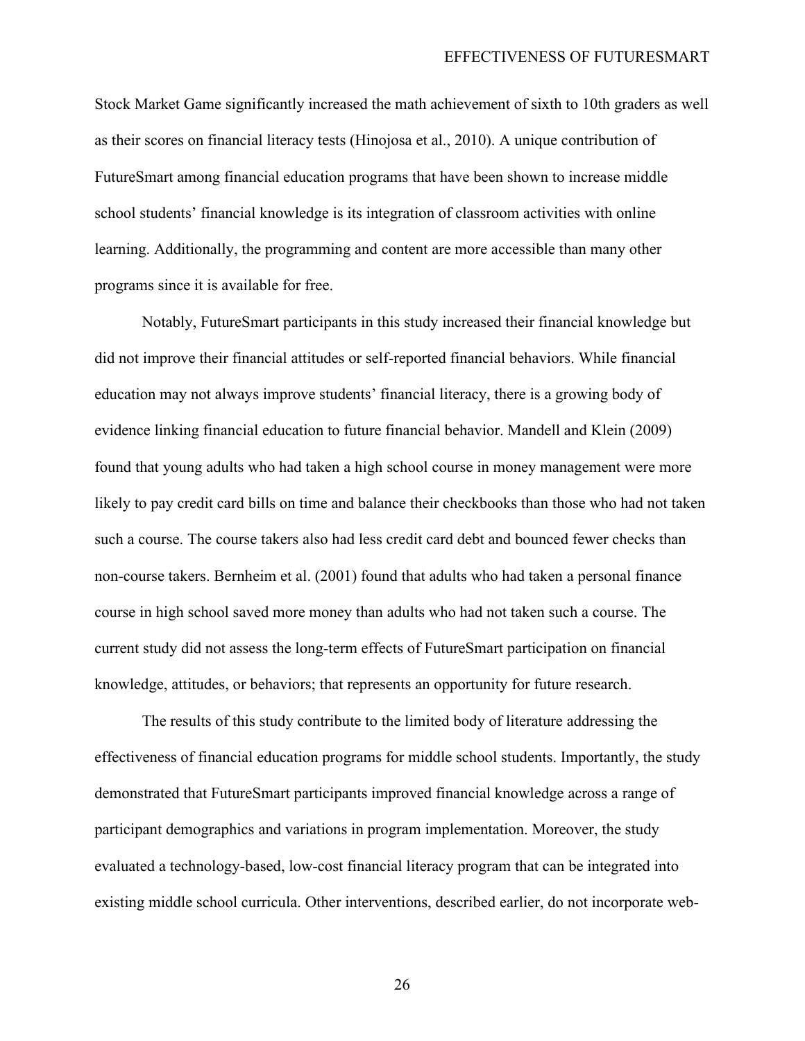Stock Market Game significantly increased the math achievement of sixth to 10th graders as well as their scores on financial literacy tests (Hinojosa et al., 2010). A unique contribution of FutureSmart among financial education programs that have been shown to increase middle school students' financial knowledge is its integration of classroom activities with online learning. Additionally, the programming and content are more accessible than many other programs since it is available for free.

Notably, FutureSmart participants in this study increased their financial knowledge but did not improve their financial attitudes or self-reported financial behaviors. While financial education may not always improve students' financial literacy, there is a growing body of evidence linking financial education to future financial behavior. Mandell and Klein (2009) found that young adults who had taken a high school course in money management were more likely to pay credit card bills on time and balance their checkbooks than those who had not taken such a course. The course takers also had less credit card debt and bounced fewer checks than non-course takers. Bernheim et al. (2001) found that adults who had taken a personal finance course in high school saved more money than adults who had not taken such a course. The current study did not assess the long-term effects of FutureSmart participation on financial knowledge, attitudes, or behaviors; that represents an opportunity for future research.

The results of this study contribute to the limited body of literature addressing the effectiveness of financial education programs for middle school students. Importantly, the study demonstrated that FutureSmart participants improved financial knowledge across a range of participant demographics and variations in program implementation. Moreover, the study evaluated a technology-based, low-cost financial literacy program that can be integrated into existing middle school curricula. Other interventions, described earlier, do not incorporate web-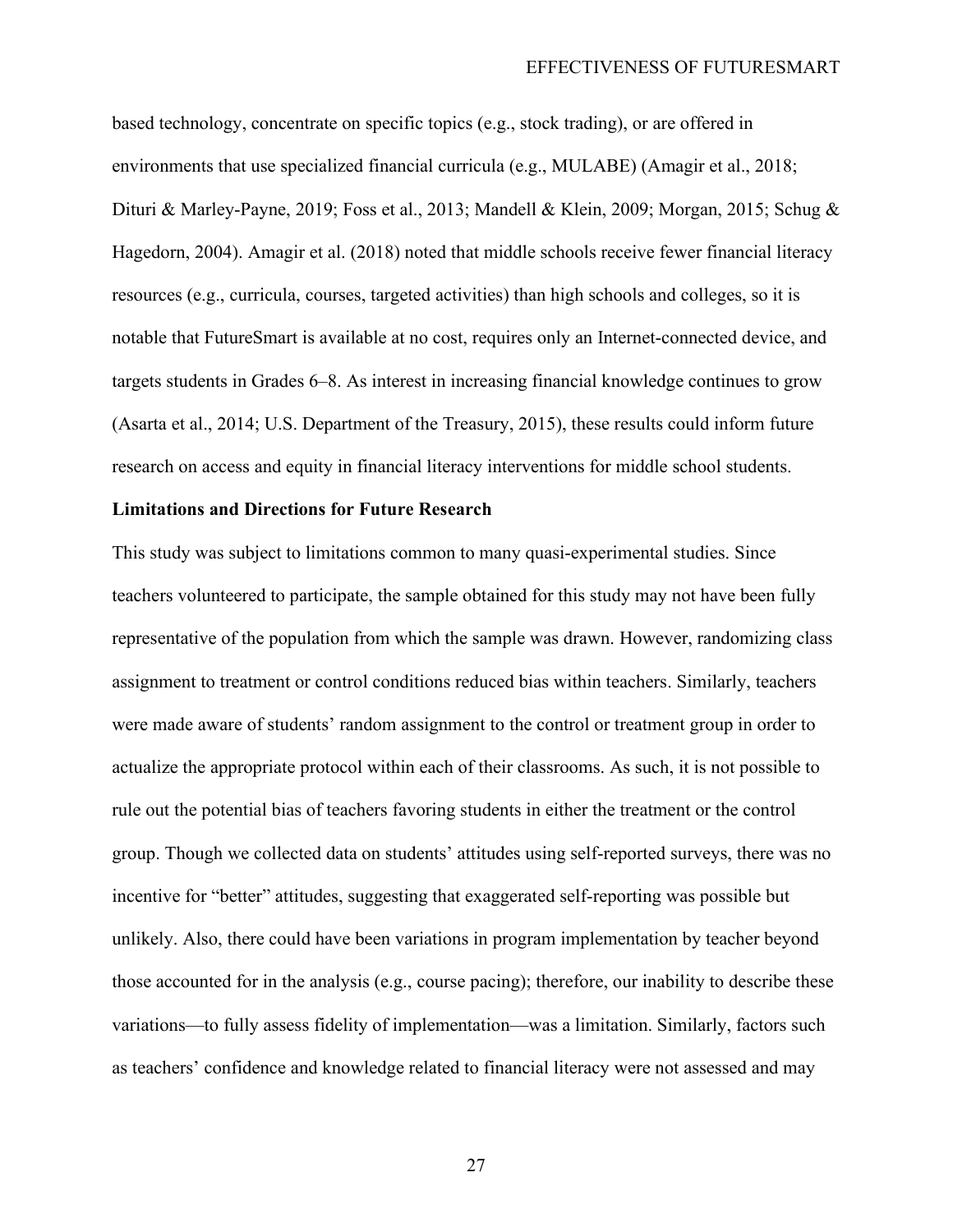based technology, concentrate on specific topics (e.g., stock trading), or are offered in environments that use specialized financial curricula (e.g., MULABE) (Amagir et al., 2018; Dituri & Marley-Payne, 2019; Foss et al., 2013; Mandell & Klein, 2009; Morgan, 2015; Schug & Hagedorn, 2004). Amagir et al. (2018) noted that middle schools receive fewer financial literacy resources (e.g., curricula, courses, targeted activities) than high schools and colleges, so it is notable that FutureSmart is available at no cost, requires only an Internet-connected device, and targets students in Grades 6–8. As interest in increasing financial knowledge continues to grow (Asarta et al., 2014; U.S. Department of the Treasury, 2015), these results could inform future research on access and equity in financial literacy interventions for middle school students.

**Limitations and Directions for Future Research**

This study was subject to limitations common to many quasi-experimental studies. Since teachers volunteered to participate, the sample obtained for this study may not have been fully representative of the population from which the sample was drawn. However, randomizing class assignment to treatment or control conditions reduced bias within teachers. Similarly, teachers were made aware of students' random assignment to the control or treatment group in order to actualize the appropriate protocol within each of their classrooms. As such, it is not possible to rule out the potential bias of teachers favoring students in either the treatment or the control group. Though we collected data on students' attitudes using self-reported surveys, there was no incentive for "better" attitudes, suggesting that exaggerated self-reporting was possible but unlikely. Also, there could have been variations in program implementation by teacher beyond those accounted for in the analysis (e.g., course pacing); therefore, our inability to describe these variations—to fully assess fidelity of implementation—was a limitation. Similarly, factors such as teachers' confidence and knowledge related to financial literacy were not assessed and may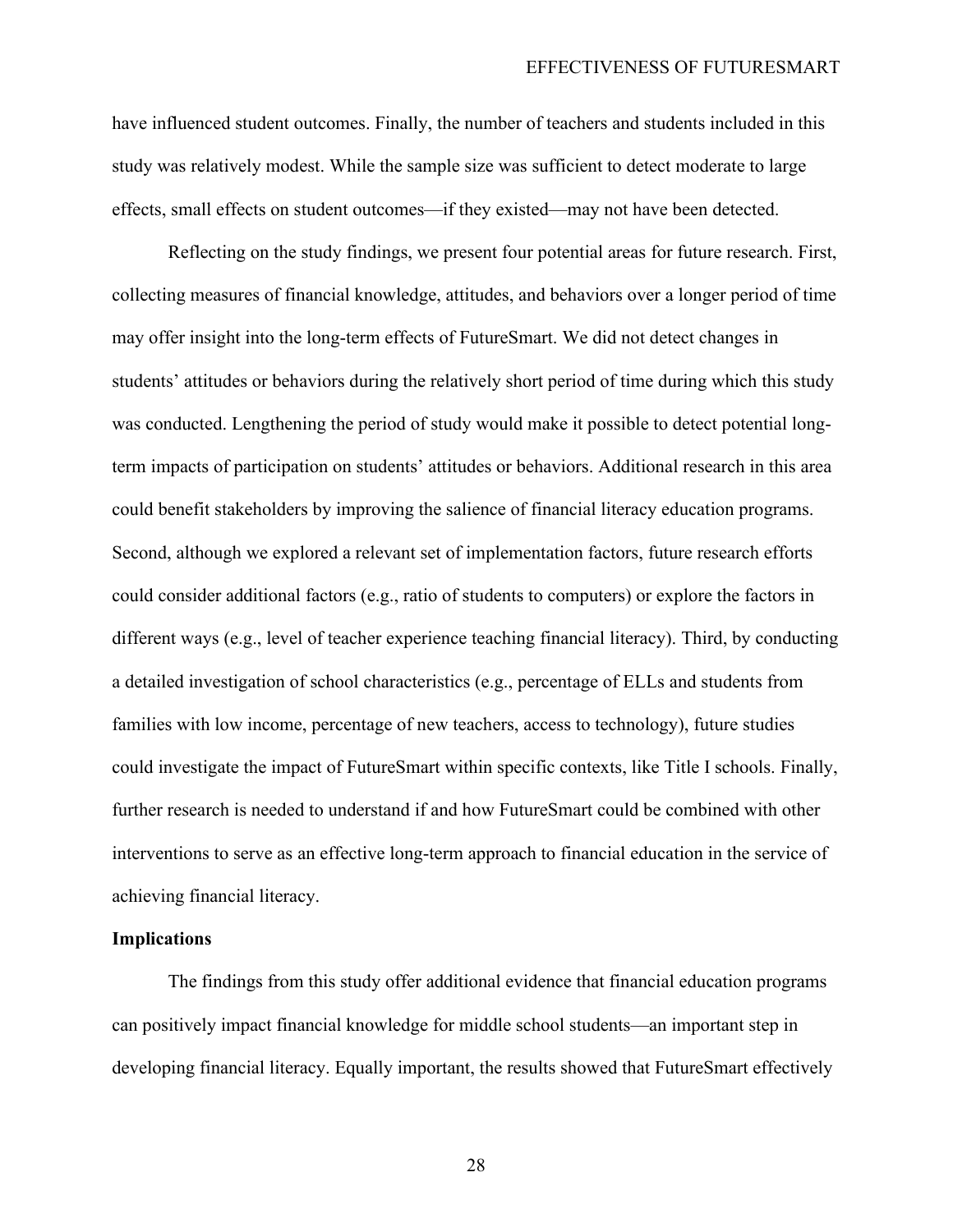have influenced student outcomes. Finally, the number of teachers and students included in this study was relatively modest. While the sample size was sufficient to detect moderate to large effects, small effects on student outcomes—if they existed—may not have been detected.

Reflecting on the study findings, we present four potential areas for future research. First, collecting measures of financial knowledge, attitudes, and behaviors over a longer period of time may offer insight into the long-term effects of FutureSmart. We did not detect changes in students' attitudes or behaviors during the relatively short period of time during which this study was conducted. Lengthening the period of study would make it possible to detect potential long-term impacts of participation on students' attitudes or behaviors. Additional research in this area could benefit stakeholders by improving the salience of financial literacy education programs. Second, although we explored a relevant set of implementation factors, future research efforts could consider additional factors (e.g., ratio of students to computers) or explore the factors in different ways (e.g., level of teacher experience teaching financial literacy). Third, by conducting a detailed investigation of school characteristics (e.g., percentage of ELLs and students from families with low income, percentage of new teachers, access to technology), future studies could investigate the impact of FutureSmart within specific contexts, like Title I schools. Finally, further research is needed to understand if and how FutureSmart could be combined with other interventions to serve as an effective long-term approach to financial education in the service of achieving financial literacy.

**Implications**

The findings from this study offer additional evidence that financial education programs can positively impact financial knowledge for middle school students—an important step in developing financial literacy. Equally important, the results showed that FutureSmart effectively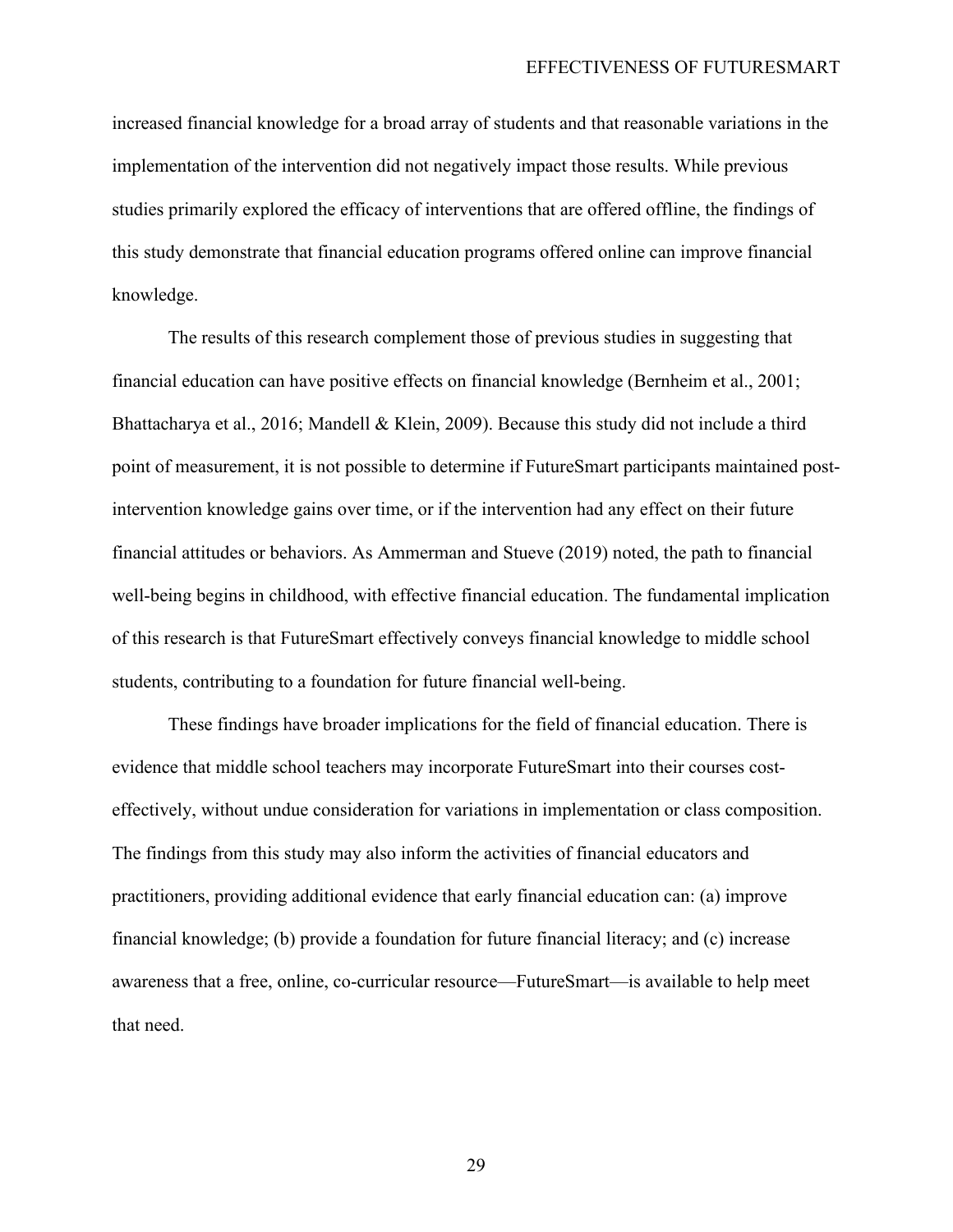increased financial knowledge for a broad array of students and that reasonable variations in the implementation of the intervention did not negatively impact those results. While previous studies primarily explored the efficacy of interventions that are offered offline, the findings of this study demonstrate that financial education programs offered online can improve financial knowledge.

The results of this research complement those of previous studies in suggesting that financial education can have positive effects on financial knowledge (Bernheim et al., 2001; Bhattacharya et al., 2016; Mandell & Klein, 2009). Because this study did not include a third point of measurement, it is not possible to determine if FutureSmart participants maintained post-intervention knowledge gains over time, or if the intervention had any effect on their future financial attitudes or behaviors. As Ammerman and Stueve (2019) noted, the path to financial well-being begins in childhood, with effective financial education. The fundamental implication of this research is that FutureSmart effectively conveys financial knowledge to middle school students, contributing to a foundation for future financial well-being.

These findings have broader implications for the field of financial education. There is evidence that middle school teachers may incorporate FutureSmart into their courses cost-effectively, without undue consideration for variations in implementation or class composition. The findings from this study may also inform the activities of financial educators and practitioners, providing additional evidence that early financial education can: (a) improve financial knowledge; (b) provide a foundation for future financial literacy; and (c) increase awareness that a free, online, co-curricular resource—FutureSmart—is available to help meet that need.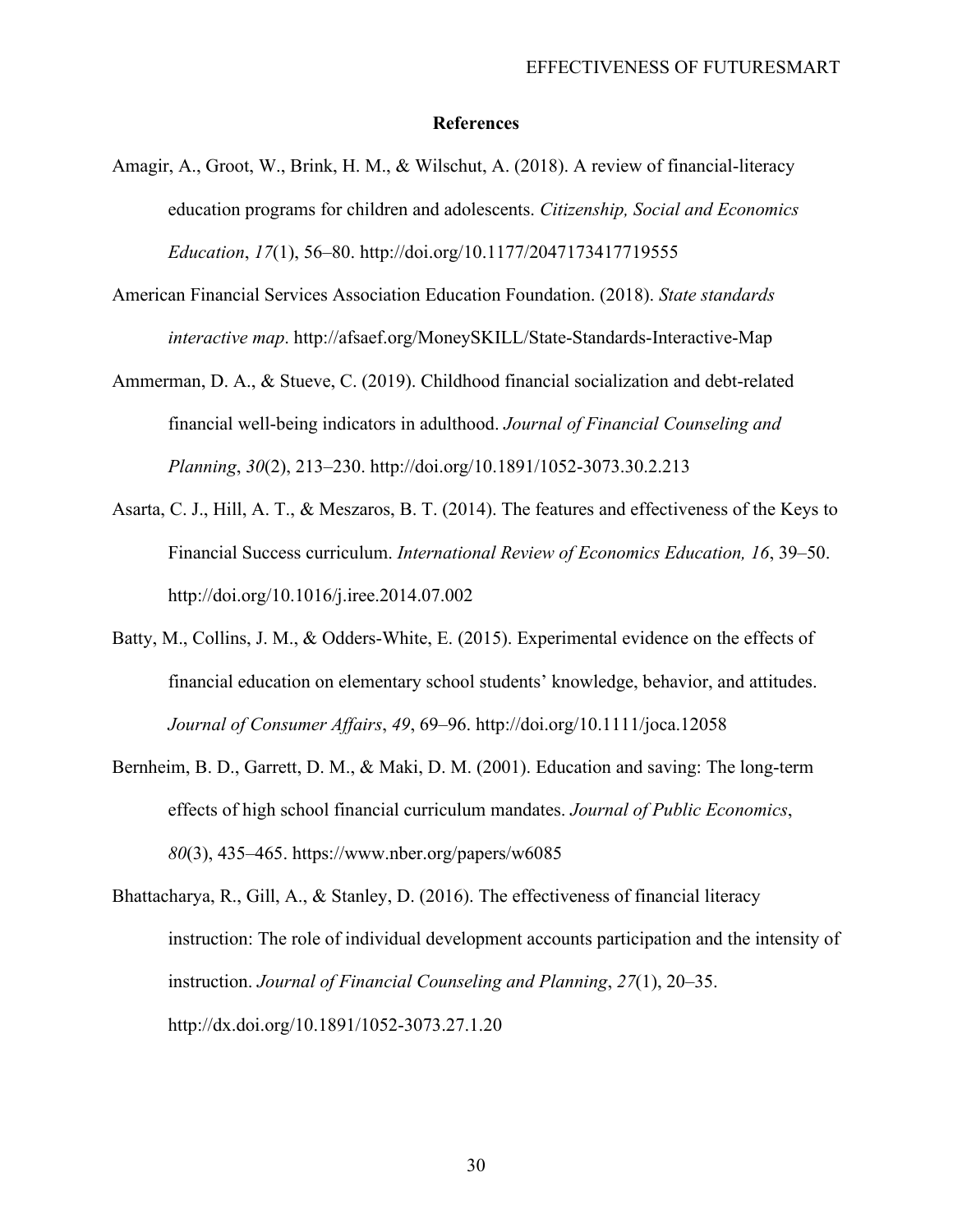## References

Amagir, A., Groot, W., Brink, H. M., & Wilschut, A. (2018). A review of financial-literacy education programs for children and adolescents. *Citizenship, Social and Economics Education*, *17*(1), 56–80. http://doi.org/10.1177/2047173417719555

American Financial Services Association Education Foundation. (2018). *State standards interactive map*. http://afsaef.org/MoneySKILL/State-Standards-Interactive-Map

Ammerman, D. A., & Stueve, C. (2019). Childhood financial socialization and debt-related financial well-being indicators in adulthood. *Journal of Financial Counseling and Planning*, *30*(2), 213–230. http://doi.org/10.1891/1052-3073.30.2.213

Asarta, C. J., Hill, A. T., & Meszaros, B. T. (2014). The features and effectiveness of the Keys to Financial Success curriculum. *International Review of Economics Education, 16*, 39–50. http://doi.org/10.1016/j.iree.2014.07.002

Batty, M., Collins, J. M., & Odders-White, E. (2015). Experimental evidence on the effects of financial education on elementary school students' knowledge, behavior, and attitudes. *Journal of Consumer Affairs*, *49*, 69–96. http://doi.org/10.1111/joca.12058

Bernheim, B. D., Garrett, D. M., & Maki, D. M. (2001). Education and saving: The long-term effects of high school financial curriculum mandates. *Journal of Public Economics*, *80*(3), 435–465. https://www.nber.org/papers/w6085

Bhattacharya, R., Gill, A., & Stanley, D. (2016). The effectiveness of financial literacy instruction: The role of individual development accounts participation and the intensity of instruction. *Journal of Financial Counseling and Planning*, *27*(1), 20–35. http://dx.doi.org/10.1891/1052-3073.27.1.20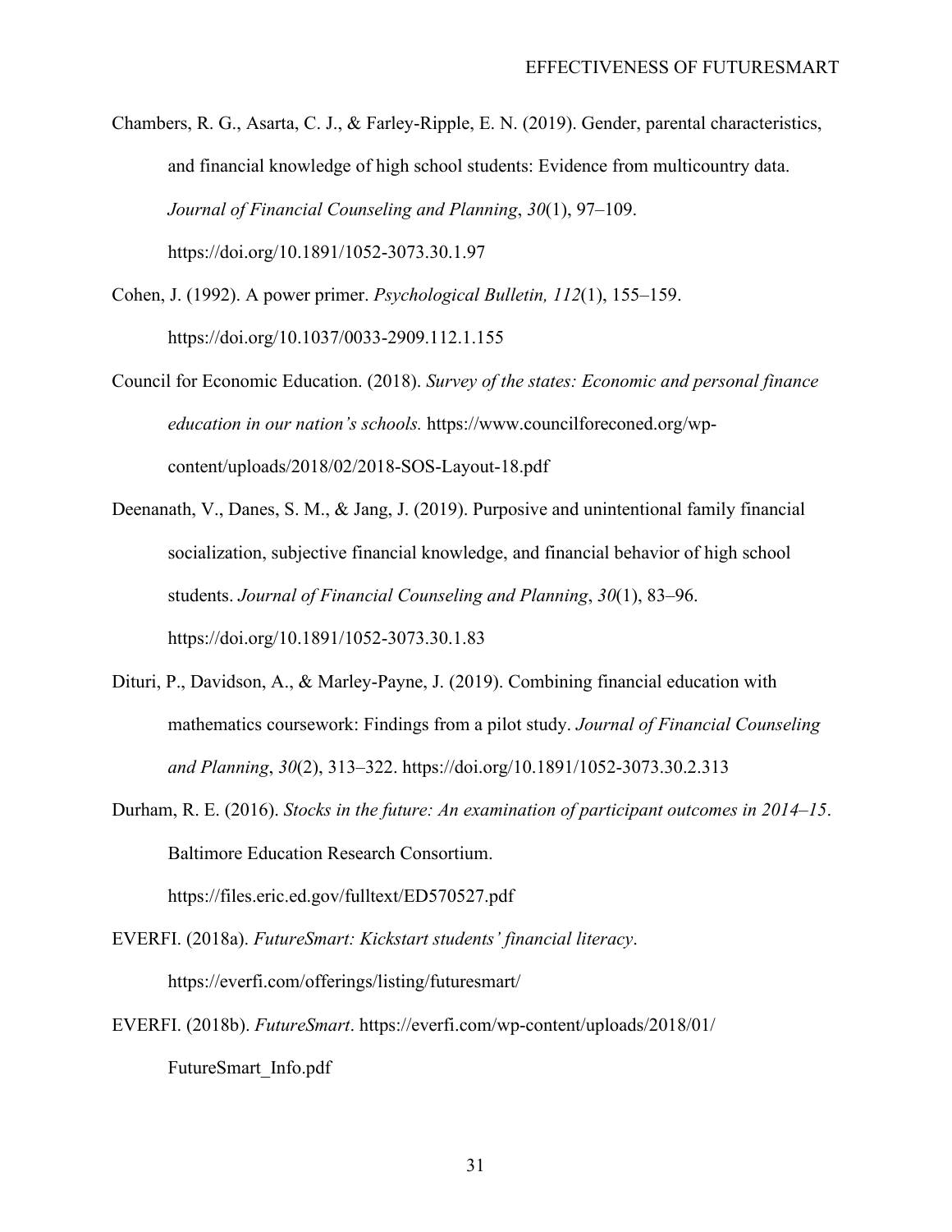Chambers, R. G., Asarta, C. J., & Farley-Ripple, E. N. (2019). Gender, parental characteristics, and financial knowledge of high school students: Evidence from multicountry data. *Journal of Financial Counseling and Planning*, *30*(1), 97–109. https://doi.org/10.1891/1052-3073.30.1.97

Cohen, J. (1992). A power primer. *Psychological Bulletin, 112*(1), 155–159. https://doi.org/10.1037/0033-2909.112.1.155

Council for Economic Education. (2018). *Survey of the states: Economic and personal finance education in our nation's schools.* https://www.councilforeconed.org/wp-content/uploads/2018/02/2018-SOS-Layout-18.pdf

Deenanath, V., Danes, S. M., & Jang, J. (2019). Purposive and unintentional family financial socialization, subjective financial knowledge, and financial behavior of high school students. *Journal of Financial Counseling and Planning*, *30*(1), 83–96. https://doi.org/10.1891/1052-3073.30.1.83

Dituri, P., Davidson, A., & Marley-Payne, J. (2019). Combining financial education with mathematics coursework: Findings from a pilot study. *Journal of Financial Counseling and Planning*, *30*(2), 313–322. https://doi.org/10.1891/1052-3073.30.2.313

Durham, R. E. (2016). *Stocks in the future: An examination of participant outcomes in 2014–15*. Baltimore Education Research Consortium. https://files.eric.ed.gov/fulltext/ED570527.pdf

EVERFI. (2018a). *FutureSmart: Kickstart students' financial literacy*. https://everfi.com/offerings/listing/futuresmart/

EVERFI. (2018b). *FutureSmart*. https://everfi.com/wp-content/uploads/2018/01/FutureSmart_Info.pdf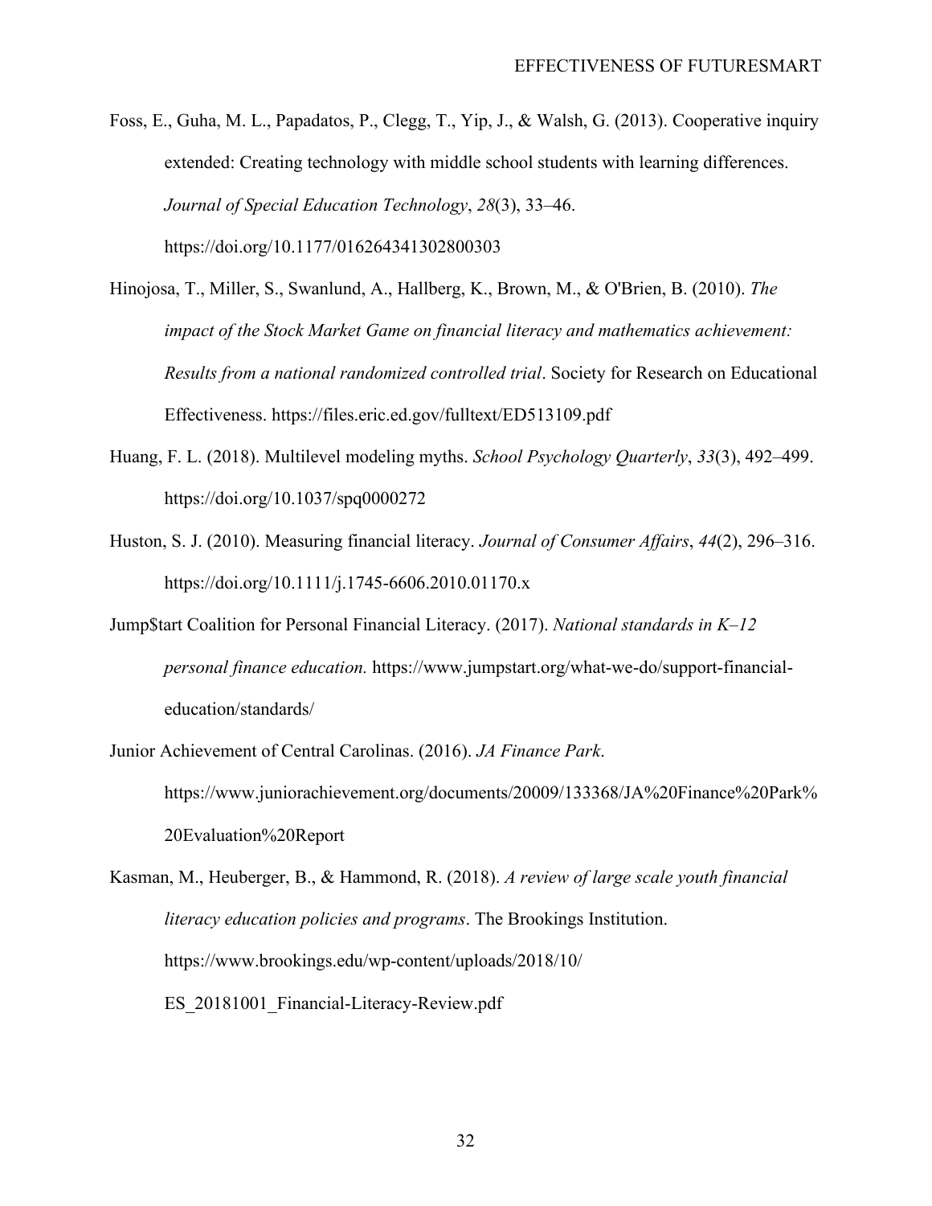Foss, E., Guha, M. L., Papadatos, P., Clegg, T., Yip, J., & Walsh, G. (2013). Cooperative inquiry extended: Creating technology with middle school students with learning differences. *Journal of Special Education Technology*, *28*(3), 33–46. https://doi.org/10.1177/016264341302800303

Hinojosa, T., Miller, S., Swanlund, A., Hallberg, K., Brown, M., & O'Brien, B. (2010). *The impact of the Stock Market Game on financial literacy and mathematics achievement: Results from a national randomized controlled trial*. Society for Research on Educational Effectiveness. https://files.eric.ed.gov/fulltext/ED513109.pdf

Huang, F. L. (2018). Multilevel modeling myths. *School Psychology Quarterly*, *33*(3), 492–499. https://doi.org/10.1037/spq0000272

Huston, S. J. (2010). Measuring financial literacy. *Journal of Consumer Affairs*, *44*(2), 296–316. https://doi.org/10.1111/j.1745-6606.2010.01170.x

Jump$tart Coalition for Personal Financial Literacy. (2017). *National standards in K–12 personal finance education.* https://www.jumpstart.org/what-we-do/support-financial-education/standards/

Junior Achievement of Central Carolinas. (2016). *JA Finance Park*. https://www.juniorachievement.org/documents/20009/133368/JA%20Finance%20Park%20Evaluation%20Report

Kasman, M., Heuberger, B., & Hammond, R. (2018). *A review of large scale youth financial literacy education policies and programs*. The Brookings Institution. https://www.brookings.edu/wp-content/uploads/2018/10/ES_20181001_Financial-Literacy-Review.pdf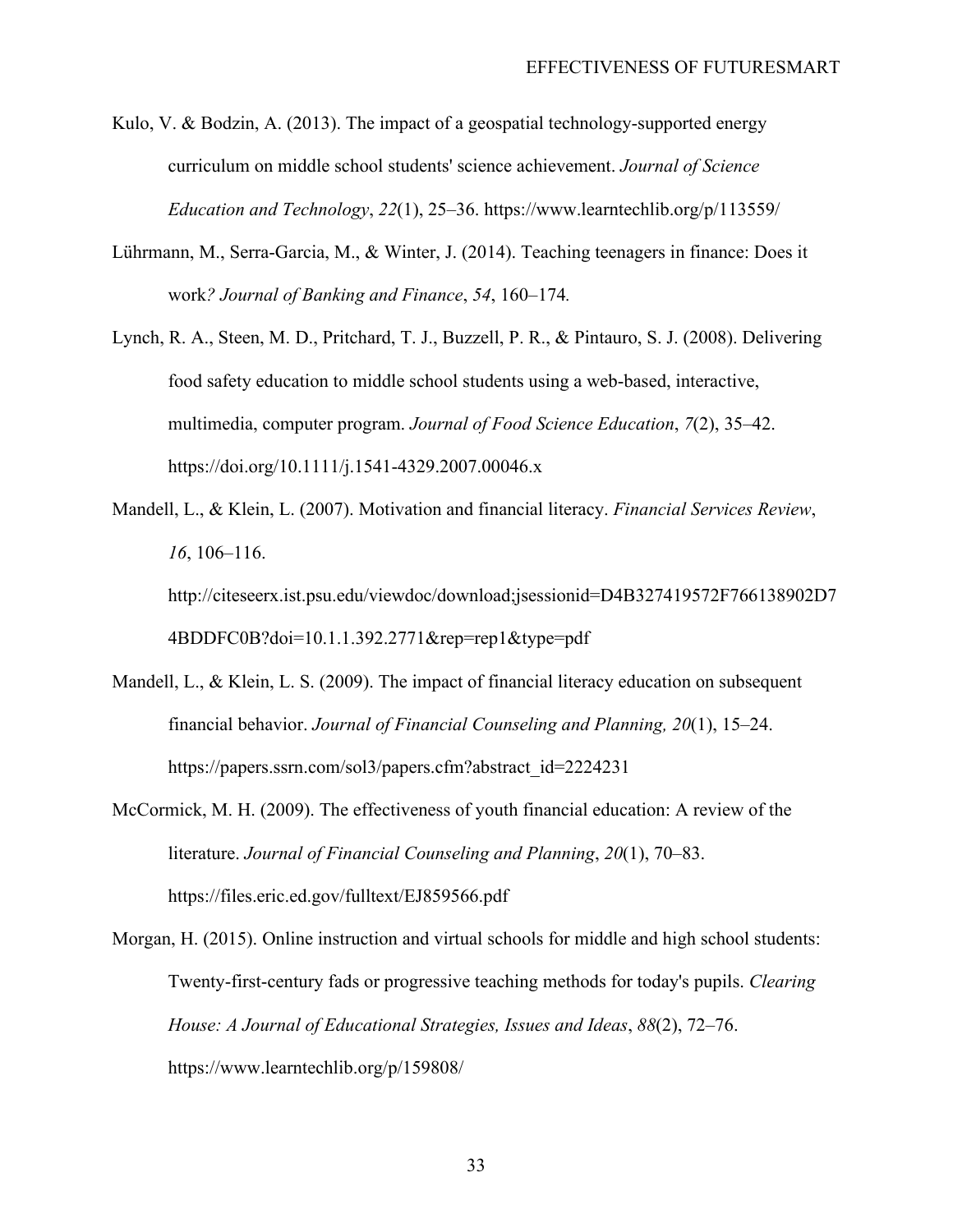Kulo, V. & Bodzin, A. (2013). The impact of a geospatial technology-supported energy curriculum on middle school students' science achievement. *Journal of Science Education and Technology*, *22*(1), 25–36. https://www.learntechlib.org/p/113559/

Lührmann, M., Serra-Garcia, M., & Winter, J. (2014). Teaching teenagers in finance: Does it work*? Journal of Banking and Finance*, *54*, 160–174*.*

Lynch, R. A., Steen, M. D., Pritchard, T. J., Buzzell, P. R., & Pintauro, S. J. (2008). Delivering food safety education to middle school students using a web-based, interactive, multimedia, computer program. *Journal of Food Science Education*, *7*(2), 35–42. https://doi.org/10.1111/j.1541-4329.2007.00046.x

Mandell, L., & Klein, L. (2007). Motivation and financial literacy. *Financial Services Review*, *16*, 106–116. http://citeseerx.ist.psu.edu/viewdoc/download;jsessionid=D4B327419572F766138902D74BDDFC0B?doi=10.1.1.392.2771&rep=rep1&type=pdf

Mandell, L., & Klein, L. S. (2009). The impact of financial literacy education on subsequent financial behavior. *Journal of Financial Counseling and Planning, 20*(1), 15–24. https://papers.ssrn.com/sol3/papers.cfm?abstract_id=2224231

McCormick, M. H. (2009). The effectiveness of youth financial education: A review of the literature. *Journal of Financial Counseling and Planning*, *20*(1), 70–83. https://files.eric.ed.gov/fulltext/EJ859566.pdf

Morgan, H. (2015). Online instruction and virtual schools for middle and high school students: Twenty-first-century fads or progressive teaching methods for today's pupils. *Clearing House: A Journal of Educational Strategies, Issues and Ideas*, *88*(2), 72–76. https://www.learntechlib.org/p/159808/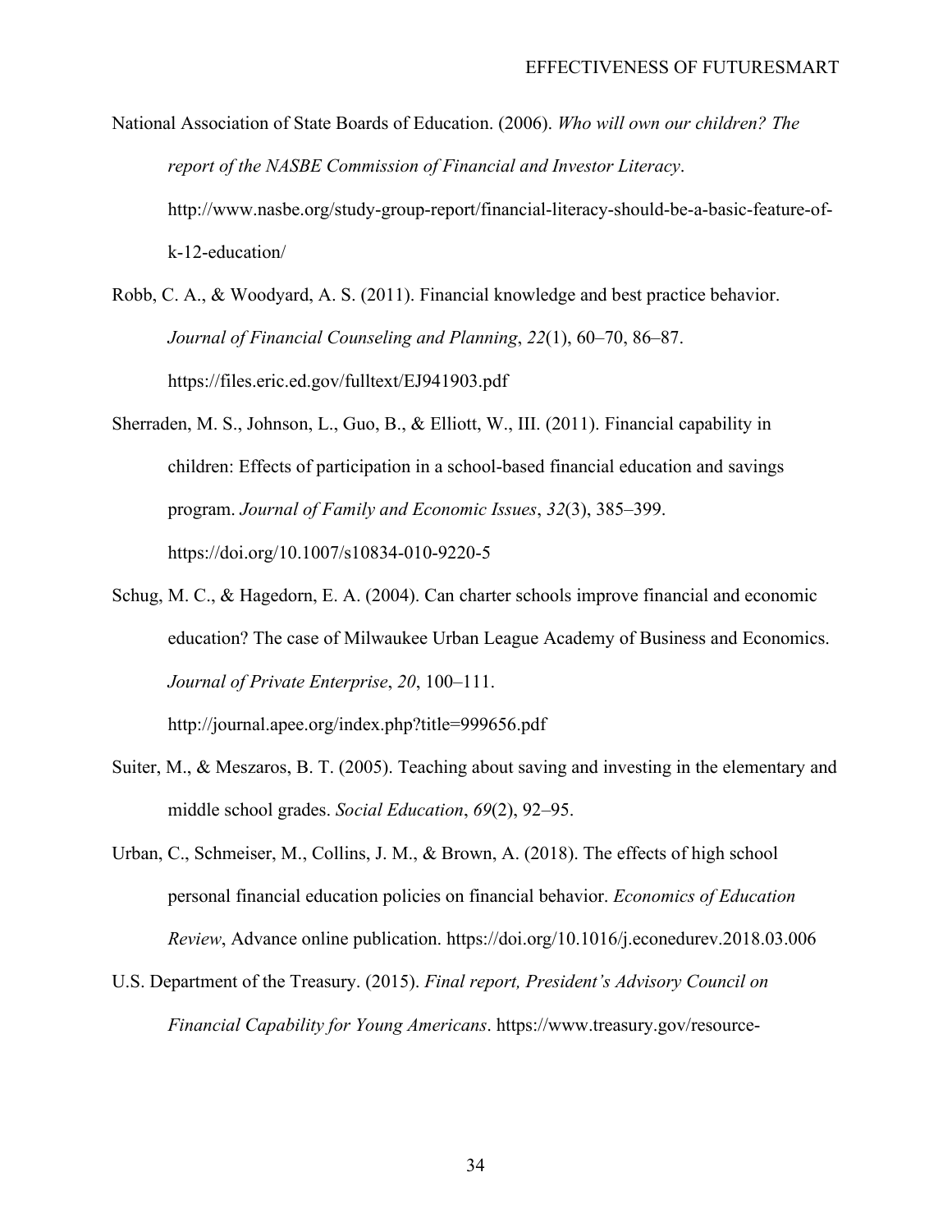National Association of State Boards of Education. (2006). *Who will own our children? The report of the NASBE Commission of Financial and Investor Literacy*. http://www.nasbe.org/study-group-report/financial-literacy-should-be-a-basic-feature-of-k-12-education/

Robb, C. A., & Woodyard, A. S. (2011). Financial knowledge and best practice behavior. *Journal of Financial Counseling and Planning*, *22*(1), 60–70, 86–87. https://files.eric.ed.gov/fulltext/EJ941903.pdf

Sherraden, M. S., Johnson, L., Guo, B., & Elliott, W., III. (2011). Financial capability in children: Effects of participation in a school-based financial education and savings program. *Journal of Family and Economic Issues*, *32*(3), 385–399. https://doi.org/10.1007/s10834-010-9220-5

Schug, M. C., & Hagedorn, E. A. (2004). Can charter schools improve financial and economic education? The case of Milwaukee Urban League Academy of Business and Economics. *Journal of Private Enterprise*, *20*, 100–111. http://journal.apee.org/index.php?title=999656.pdf

Suiter, M., & Meszaros, B. T. (2005). Teaching about saving and investing in the elementary and middle school grades. *Social Education*, *69*(2), 92–95.

Urban, C., Schmeiser, M., Collins, J. M., & Brown, A. (2018). The effects of high school personal financial education policies on financial behavior. *Economics of Education Review*, Advance online publication. https://doi.org/10.1016/j.econedurev.2018.03.006

U.S. Department of the Treasury. (2015). *Final report, President's Advisory Council on Financial Capability for Young Americans*. https://www.treasury.gov/resource-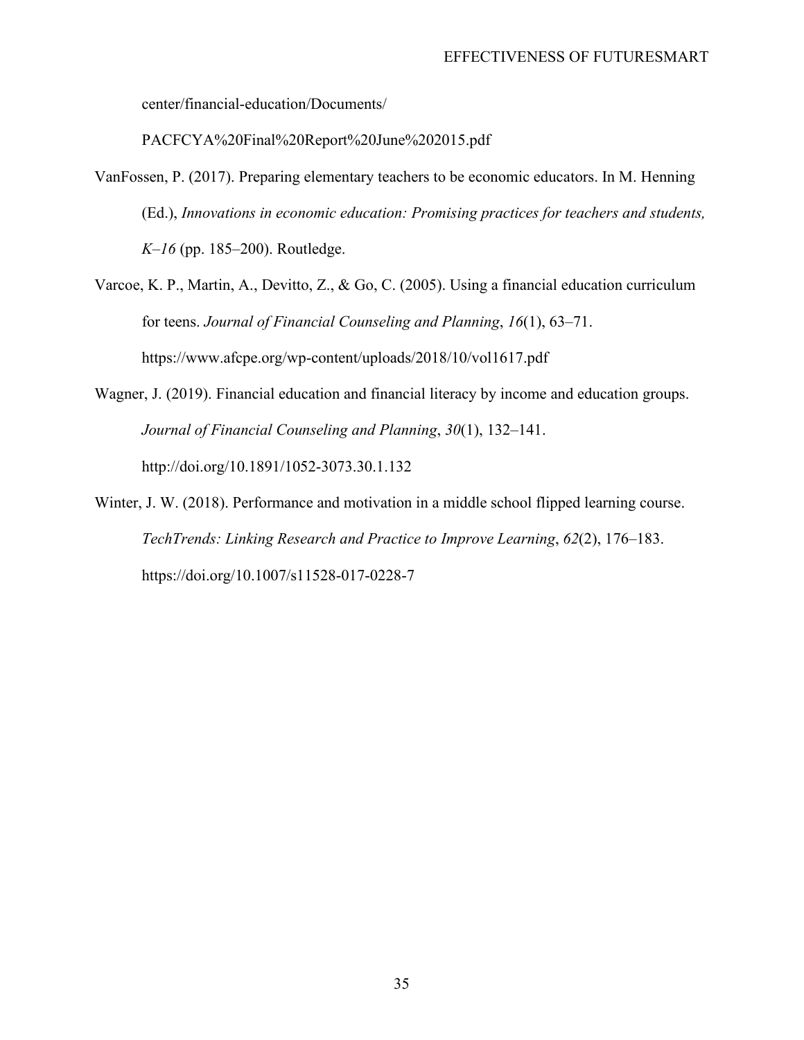center/financial-education/Documents/
PACFCYA%20Final%20Report%20June%202015.pdf

VanFossen, P. (2017). Preparing elementary teachers to be economic educators. In M. Henning (Ed.), *Innovations in economic education: Promising practices for teachers and students, K–16* (pp. 185–200). Routledge.

Varcoe, K. P., Martin, A., Devitto, Z., & Go, C. (2005). Using a financial education curriculum for teens. *Journal of Financial Counseling and Planning*, *16*(1), 63–71. https://www.afcpe.org/wp-content/uploads/2018/10/vol1617.pdf

Wagner, J. (2019). Financial education and financial literacy by income and education groups. *Journal of Financial Counseling and Planning*, *30*(1), 132–141. http://doi.org/10.1891/1052-3073.30.1.132

Winter, J. W. (2018). Performance and motivation in a middle school flipped learning course. *TechTrends: Linking Research and Practice to Improve Learning*, *62*(2), 176–183. https://doi.org/10.1007/s11528-017-0228-7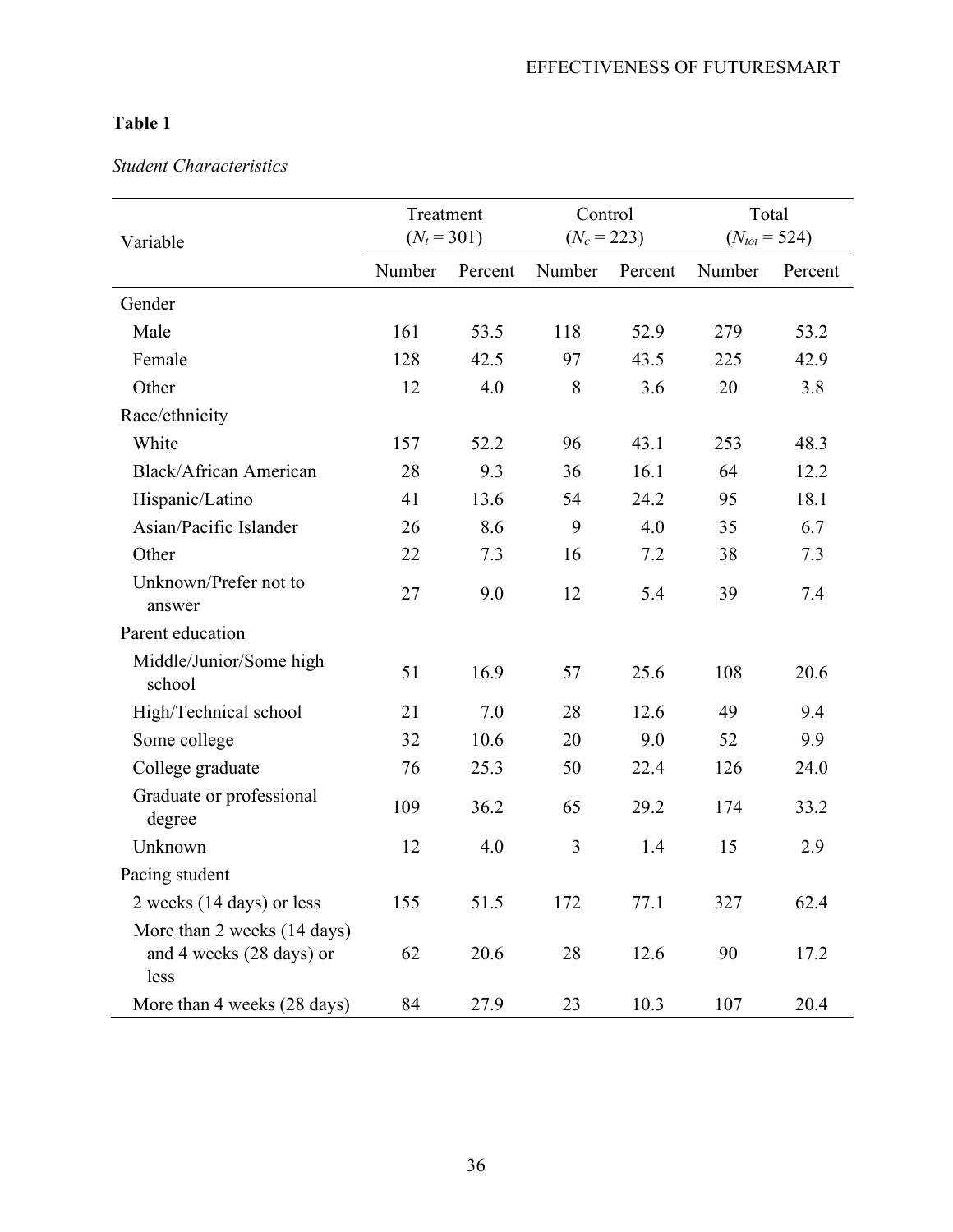**Table 1**

*Student Characteristics*

| Variable | Treatment ($N_t$ = 301) | | Control ($N_c$ = 223) | | Total ($N_{tot}$ = 524) | |
|---|---|---|---|---|---|---|
| | Number | Percent | Number | Percent | Number | Percent |
| Gender | | | | | | |
| Male | 161 | 53.5 | 118 | 52.9 | 279 | 53.2 |
| Female | 128 | 42.5 | 97 | 43.5 | 225 | 42.9 |
| Other | 12 | 4.0 | 8 | 3.6 | 20 | 3.8 |
| Race/ethnicity | | | | | | |
| White | 157 | 52.2 | 96 | 43.1 | 253 | 48.3 |
| Black/African American | 28 | 9.3 | 36 | 16.1 | 64 | 12.2 |
| Hispanic/Latino | 41 | 13.6 | 54 | 24.2 | 95 | 18.1 |
| Asian/Pacific Islander | 26 | 8.6 | 9 | 4.0 | 35 | 6.7 |
| Other | 22 | 7.3 | 16 | 7.2 | 38 | 7.3 |
| Unknown/Prefer not to answer | 27 | 9.0 | 12 | 5.4 | 39 | 7.4 |
| Parent education | | | | | | |
| Middle/Junior/Some high school | 51 | 16.9 | 57 | 25.6 | 108 | 20.6 |
| High/Technical school | 21 | 7.0 | 28 | 12.6 | 49 | 9.4 |
| Some college | 32 | 10.6 | 20 | 9.0 | 52 | 9.9 |
| College graduate | 76 | 25.3 | 50 | 22.4 | 126 | 24.0 |
| Graduate or professional degree | 109 | 36.2 | 65 | 29.2 | 174 | 33.2 |
| Unknown | 12 | 4.0 | 3 | 1.4 | 15 | 2.9 |
| Pacing student | | | | | | |
| 2 weeks (14 days) or less | 155 | 51.5 | 172 | 77.1 | 327 | 62.4 |
| More than 2 weeks (14 days) and 4 weeks (28 days) or less | 62 | 20.6 | 28 | 12.6 | 90 | 17.2 |
| More than 4 weeks (28 days) | 84 | 27.9 | 23 | 10.3 | 107 | 20.4 |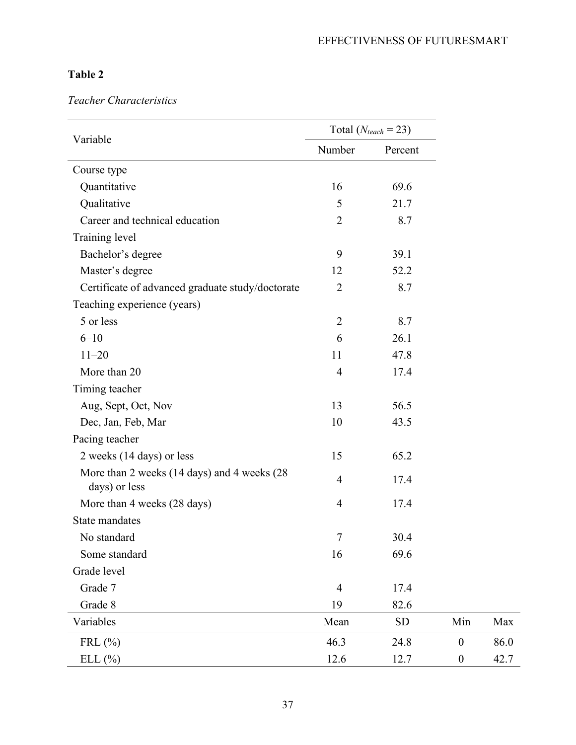**Table 2**

*Teacher Characteristics*

| Variable | Total ($N_{teach}$ = 23) | | | |
|---|---|---|---|---|
| | Number | Percent | | |
| Course type | | | | |
| Quantitative | 16 | 69.6 | | |
| Qualitative | 5 | 21.7 | | |
| Career and technical education | 2 | 8.7 | | |
| Training level | | | | |
| Bachelor's degree | 9 | 39.1 | | |
| Master's degree | 12 | 52.2 | | |
| Certificate of advanced graduate study/doctorate | 2 | 8.7 | | |
| Teaching experience (years) | | | | |
| 5 or less | 2 | 8.7 | | |
| 6–10 | 6 | 26.1 | | |
| 11–20 | 11 | 47.8 | | |
| More than 20 | 4 | 17.4 | | |
| Timing teacher | | | | |
| Aug, Sept, Oct, Nov | 13 | 56.5 | | |
| Dec, Jan, Feb, Mar | 10 | 43.5 | | |
| Pacing teacher | | | | |
| 2 weeks (14 days) or less | 15 | 65.2 | | |
| More than 2 weeks (14 days) and 4 weeks (28 days) or less | 4 | 17.4 | | |
| More than 4 weeks (28 days) | 4 | 17.4 | | |
| State mandates | | | | |
| No standard | 7 | 30.4 | | |
| Some standard | 16 | 69.6 | | |
| Grade level | | | | |
| Grade 7 | 4 | 17.4 | | |
| Grade 8 | 19 | 82.6 | | |
| Variables | Mean | SD | Min | Max |
| FRL (%) | 46.3 | 24.8 | 0 | 86.0 |
| ELL (%) | 12.6 | 12.7 | 0 | 42.7 |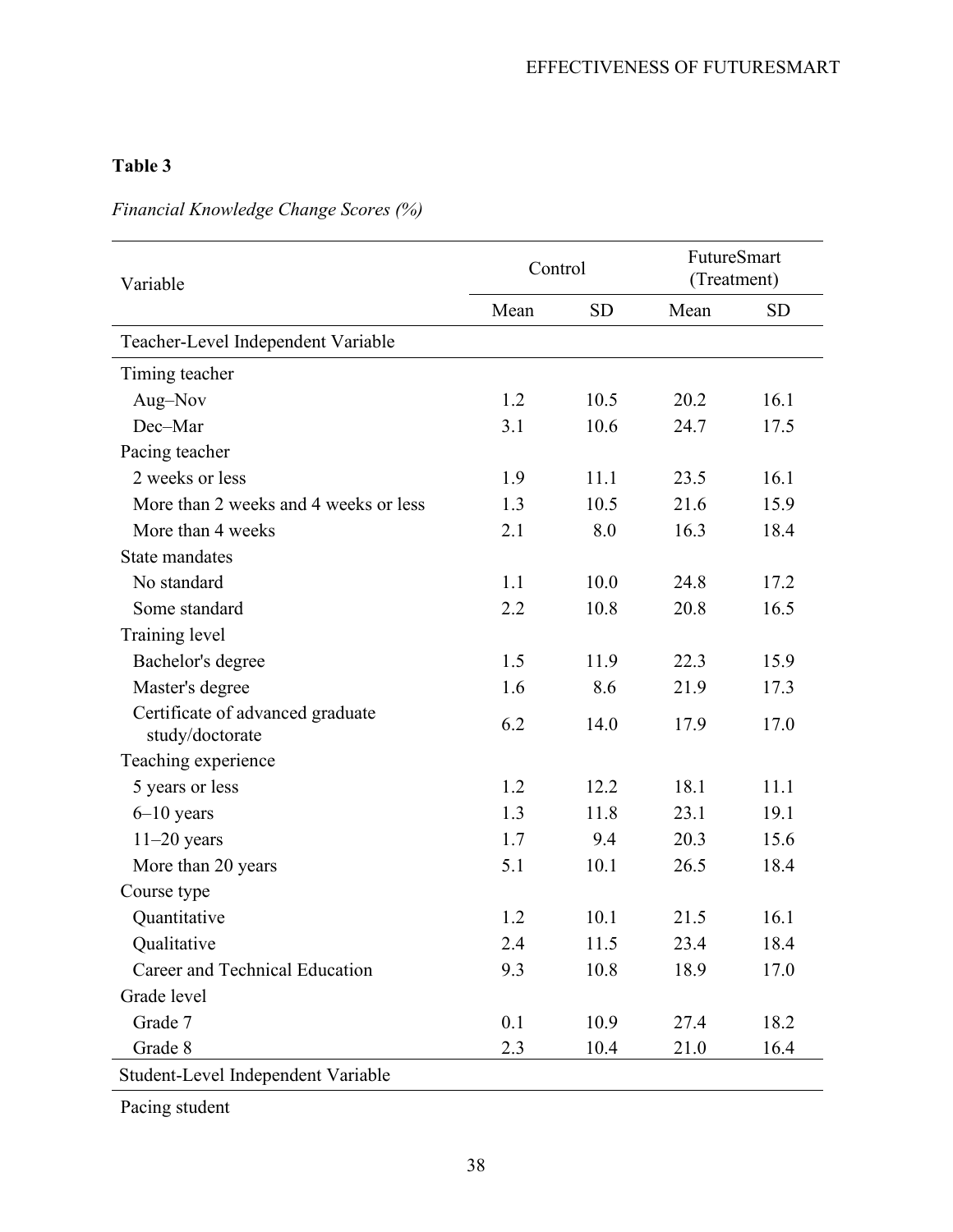**Table 3**

*Financial Knowledge Change Scores (%)*

| Variable | Control | | FutureSmart (Treatment) | |
|---|---|---|---|---|
| | Mean | SD | Mean | SD |
| Teacher-Level Independent Variable | | | | |
| Timing teacher | | | | |
| Aug–Nov | 1.2 | 10.5 | 20.2 | 16.1 |
| Dec–Mar | 3.1 | 10.6 | 24.7 | 17.5 |
| Pacing teacher | | | | |
| 2 weeks or less | 1.9 | 11.1 | 23.5 | 16.1 |
| More than 2 weeks and 4 weeks or less | 1.3 | 10.5 | 21.6 | 15.9 |
| More than 4 weeks | 2.1 | 8.0 | 16.3 | 18.4 |
| State mandates | | | | |
| No standard | 1.1 | 10.0 | 24.8 | 17.2 |
| Some standard | 2.2 | 10.8 | 20.8 | 16.5 |
| Training level | | | | |
| Bachelor's degree | 1.5 | 11.9 | 22.3 | 15.9 |
| Master's degree | 1.6 | 8.6 | 21.9 | 17.3 |
| Certificate of advanced graduate study/doctorate | 6.2 | 14.0 | 17.9 | 17.0 |
| Teaching experience | | | | |
| 5 years or less | 1.2 | 12.2 | 18.1 | 11.1 |
| 6–10 years | 1.3 | 11.8 | 23.1 | 19.1 |
| 11–20 years | 1.7 | 9.4 | 20.3 | 15.6 |
| More than 20 years | 5.1 | 10.1 | 26.5 | 18.4 |
| Course type | | | | |
| Quantitative | 1.2 | 10.1 | 21.5 | 16.1 |
| Qualitative | 2.4 | 11.5 | 23.4 | 18.4 |
| Career and Technical Education | 9.3 | 10.8 | 18.9 | 17.0 |
| Grade level | | | | |
| Grade 7 | 0.1 | 10.9 | 27.4 | 18.2 |
| Grade 8 | 2.3 | 10.4 | 21.0 | 16.4 |
| Student-Level Independent Variable | | | | |
| Pacing student | | | | |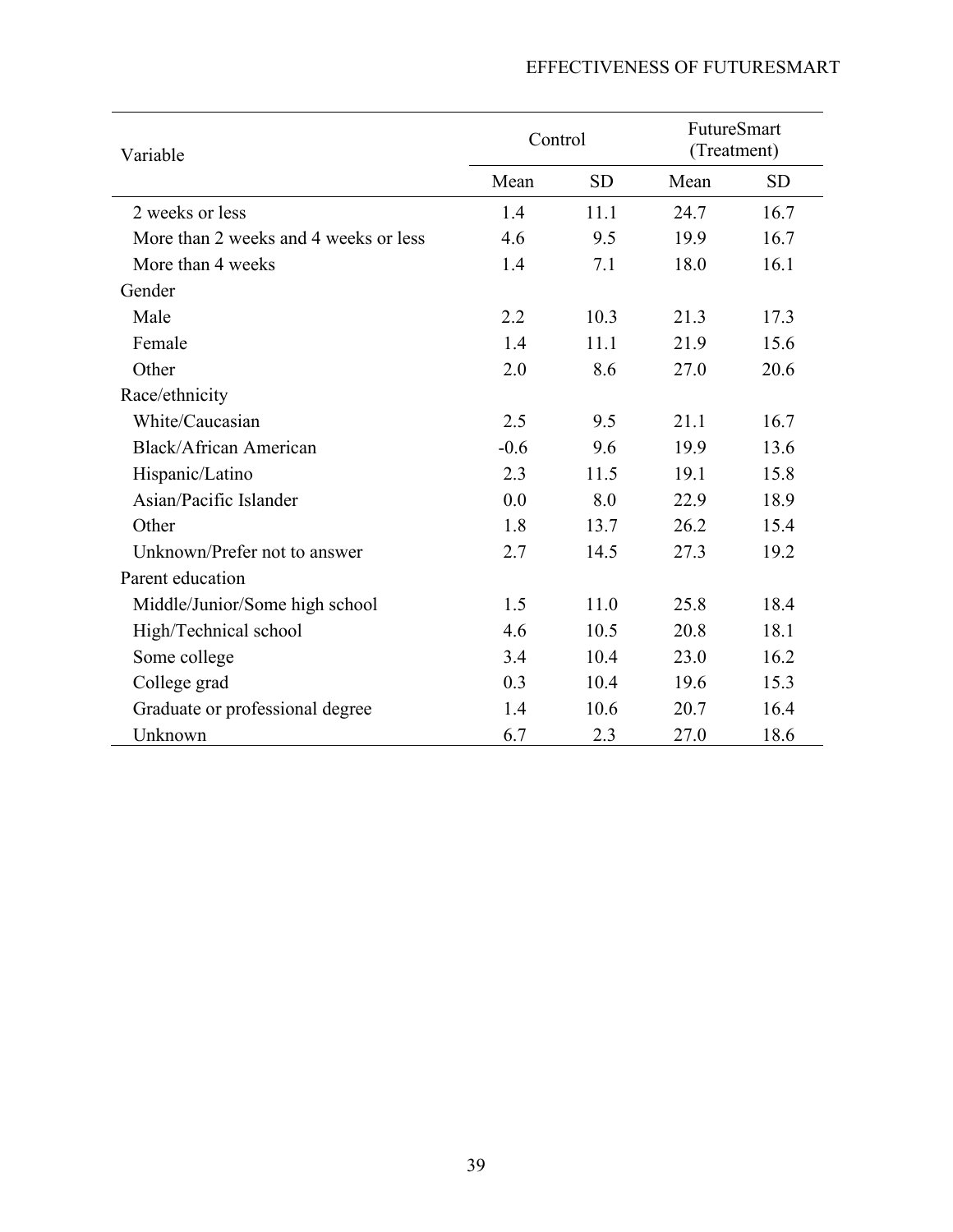| Variable | Control | | FutureSmart (Treatment) | |
|---|---|---|---|---|
| | Mean | SD | Mean | SD |
| 2 weeks or less | 1.4 | 11.1 | 24.7 | 16.7 |
| More than 2 weeks and 4 weeks or less | 4.6 | 9.5 | 19.9 | 16.7 |
| More than 4 weeks | 1.4 | 7.1 | 18.0 | 16.1 |
| Gender | | | | |
| Male | 2.2 | 10.3 | 21.3 | 17.3 |
| Female | 1.4 | 11.1 | 21.9 | 15.6 |
| Other | 2.0 | 8.6 | 27.0 | 20.6 |
| Race/ethnicity | | | | |
| White/Caucasian | 2.5 | 9.5 | 21.1 | 16.7 |
| Black/African American | -0.6 | 9.6 | 19.9 | 13.6 |
| Hispanic/Latino | 2.3 | 11.5 | 19.1 | 15.8 |
| Asian/Pacific Islander | 0.0 | 8.0 | 22.9 | 18.9 |
| Other | 1.8 | 13.7 | 26.2 | 15.4 |
| Unknown/Prefer not to answer | 2.7 | 14.5 | 27.3 | 19.2 |
| Parent education | | | | |
| Middle/Junior/Some high school | 1.5 | 11.0 | 25.8 | 18.4 |
| High/Technical school | 4.6 | 10.5 | 20.8 | 18.1 |
| Some college | 3.4 | 10.4 | 23.0 | 16.2 |
| College grad | 0.3 | 10.4 | 19.6 | 15.3 |
| Graduate or professional degree | 1.4 | 10.6 | 20.7 | 16.4 |
| Unknown | 6.7 | 2.3 | 27.0 | 18.6 |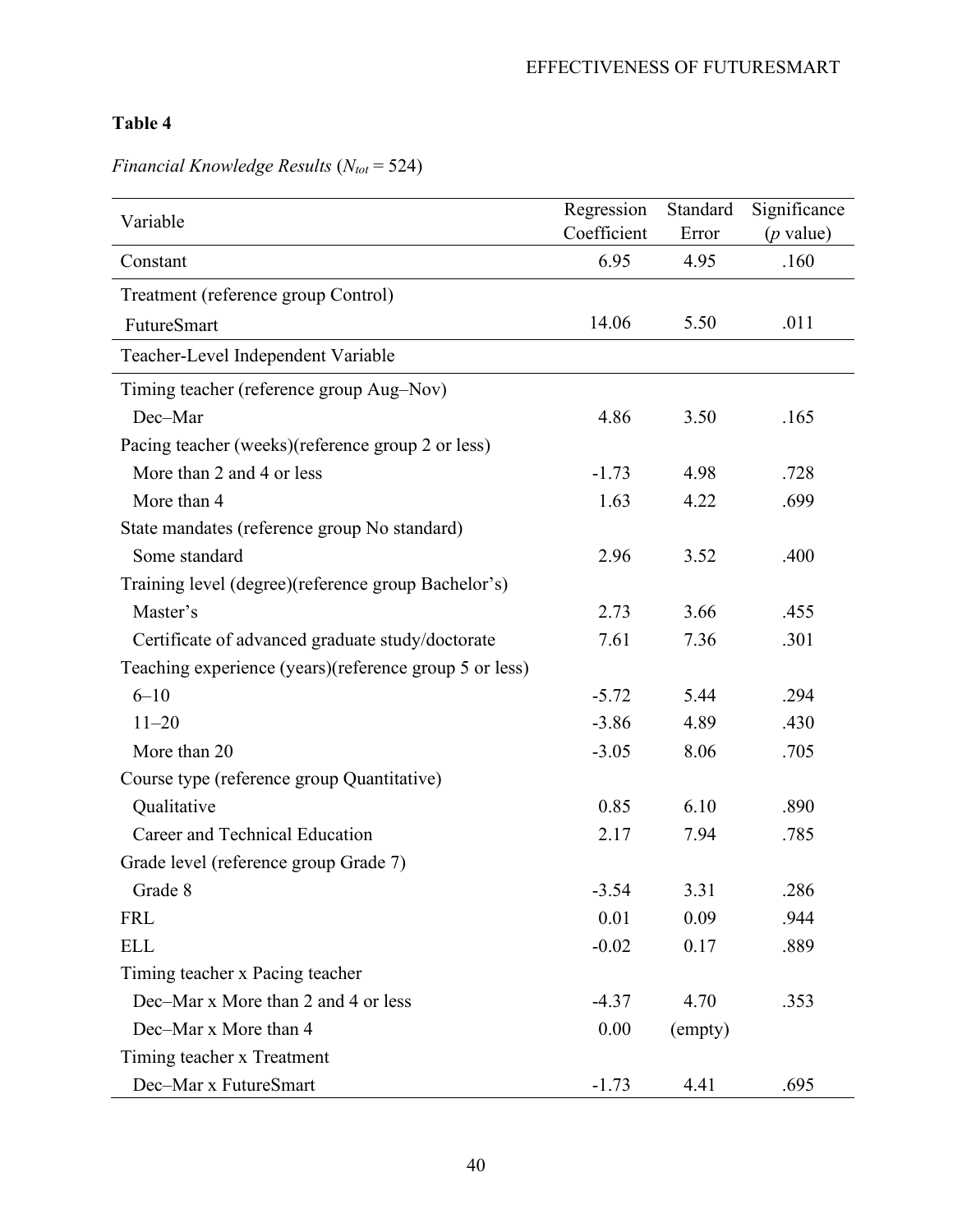**Table 4**

*Financial Knowledge Results* ($N_{tot}$ = 524)

| Variable | Regression Coefficient | Standard Error | Significance (*p* value) |
|---|---|---|---|
| Constant | 6.95 | 4.95 | .160 |
| Treatment (reference group Control) | | | |
| FutureSmart | 14.06 | 5.50 | .011 |
| Teacher-Level Independent Variable | | | |
| Timing teacher (reference group Aug–Nov) | | | |
| Dec–Mar | 4.86 | 3.50 | .165 |
| Pacing teacher (weeks)(reference group 2 or less) | | | |
| More than 2 and 4 or less | -1.73 | 4.98 | .728 |
| More than 4 | 1.63 | 4.22 | .699 |
| State mandates (reference group No standard) | | | |
| Some standard | 2.96 | 3.52 | .400 |
| Training level (degree)(reference group Bachelor's) | | | |
| Master's | 2.73 | 3.66 | .455 |
| Certificate of advanced graduate study/doctorate | 7.61 | 7.36 | .301 |
| Teaching experience (years)(reference group 5 or less) | | | |
| 6–10 | -5.72 | 5.44 | .294 |
| 11–20 | -3.86 | 4.89 | .430 |
| More than 20 | -3.05 | 8.06 | .705 |
| Course type (reference group Quantitative) | | | |
| Qualitative | 0.85 | 6.10 | .890 |
| Career and Technical Education | 2.17 | 7.94 | .785 |
| Grade level (reference group Grade 7) | | | |
| Grade 8 | -3.54 | 3.31 | .286 |
| FRL | 0.01 | 0.09 | .944 |
| ELL | -0.02 | 0.17 | .889 |
| Timing teacher x Pacing teacher | | | |
| Dec–Mar x More than 2 and 4 or less | -4.37 | 4.70 | .353 |
| Dec–Mar x More than 4 | 0.00 | (empty) | |
| Timing teacher x Treatment | | | |
| Dec–Mar x FutureSmart | -1.73 | 4.41 | .695 |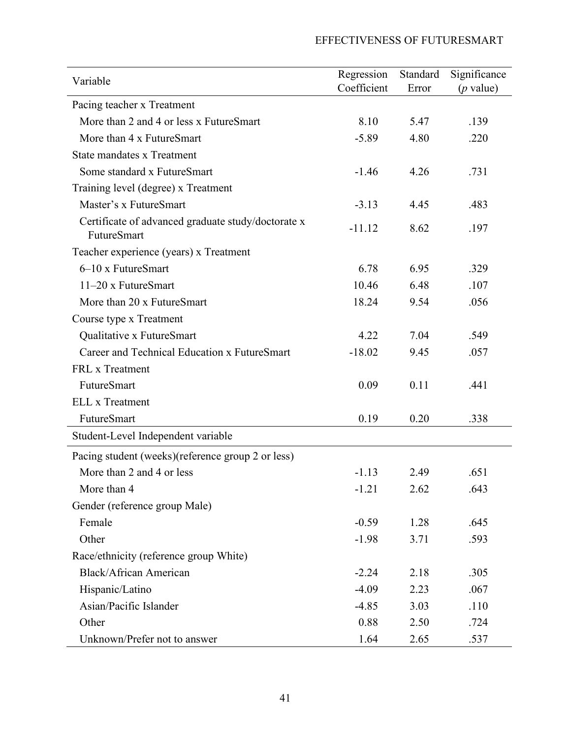| Variable | Regression Coefficient | Standard Error | Significance (*p* value) |
|---|---|---|---|
| Pacing teacher x Treatment | | | |
| More than 2 and 4 or less x FutureSmart | 8.10 | 5.47 | .139 |
| More than 4 x FutureSmart | -5.89 | 4.80 | .220 |
| State mandates x Treatment | | | |
| Some standard x FutureSmart | -1.46 | 4.26 | .731 |
| Training level (degree) x Treatment | | | |
| Master's x FutureSmart | -3.13 | 4.45 | .483 |
| Certificate of advanced graduate study/doctorate x FutureSmart | -11.12 | 8.62 | .197 |
| Teacher experience (years) x Treatment | | | |
| 6–10 x FutureSmart | 6.78 | 6.95 | .329 |
| 11–20 x FutureSmart | 10.46 | 6.48 | .107 |
| More than 20 x FutureSmart | 18.24 | 9.54 | .056 |
| Course type x Treatment | | | |
| Qualitative x FutureSmart | 4.22 | 7.04 | .549 |
| Career and Technical Education x FutureSmart | -18.02 | 9.45 | .057 |
| FRL x Treatment | | | |
| FutureSmart | 0.09 | 0.11 | .441 |
| ELL x Treatment | | | |
| FutureSmart | 0.19 | 0.20 | .338 |
| **Student-Level Independent variable** | | | |
| Pacing student (weeks)(reference group 2 or less) | | | |
| More than 2 and 4 or less | -1.13 | 2.49 | .651 |
| More than 4 | -1.21 | 2.62 | .643 |
| Gender (reference group Male) | | | |
| Female | -0.59 | 1.28 | .645 |
| Other | -1.98 | 3.71 | .593 |
| Race/ethnicity (reference group White) | | | |
| Black/African American | -2.24 | 2.18 | .305 |
| Hispanic/Latino | -4.09 | 2.23 | .067 |
| Asian/Pacific Islander | -4.85 | 3.03 | .110 |
| Other | 0.88 | 2.50 | .724 |
| Unknown/Prefer not to answer | 1.64 | 2.65 | .537 |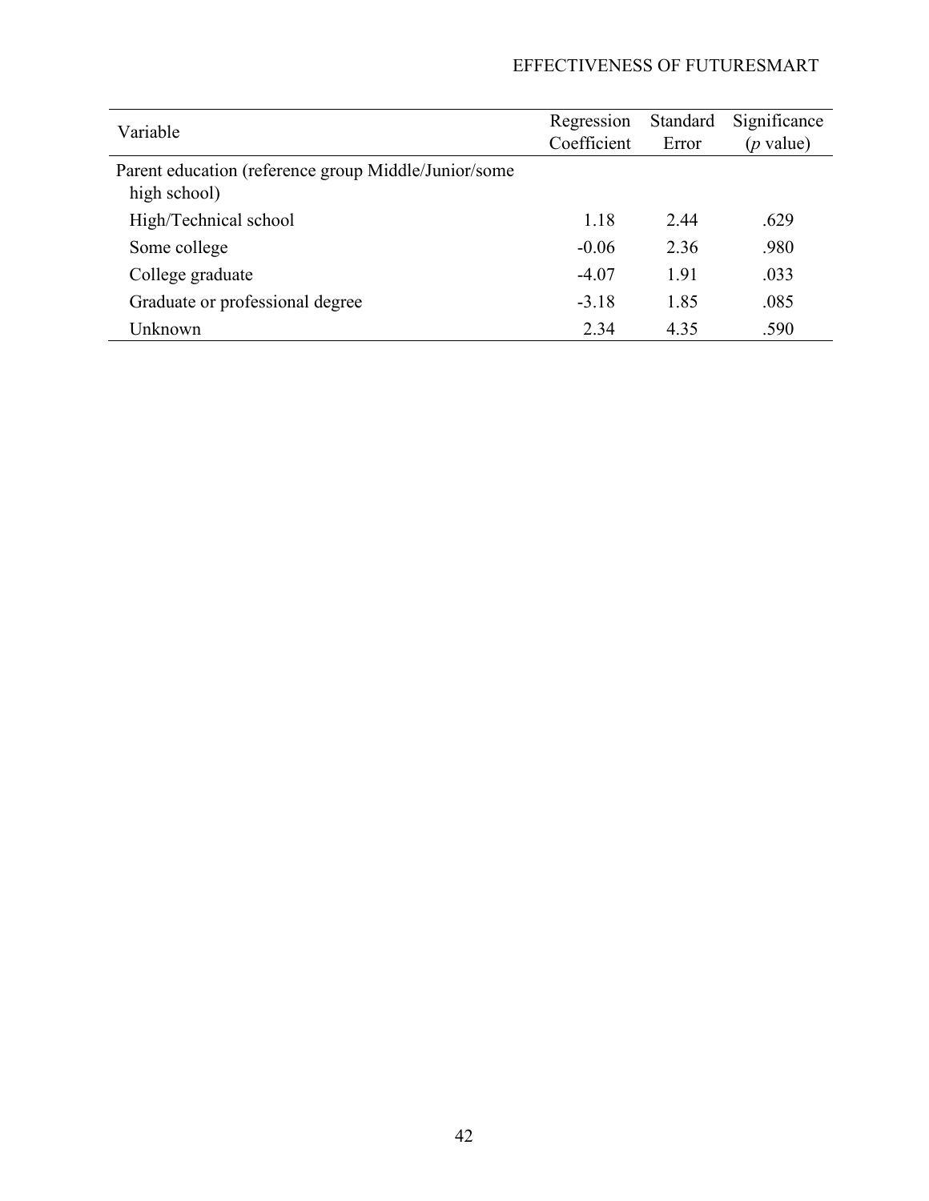| Variable | Regression Coefficient | Standard Error | Significance (*p* value) |
|---|---|---|---|
| Parent education (reference group Middle/Junior/some high school) | | | |
| High/Technical school | 1.18 | 2.44 | .629 |
| Some college | -0.06 | 2.36 | .980 |
| College graduate | -4.07 | 1.91 | .033 |
| Graduate or professional degree | -3.18 | 1.85 | .085 |
| Unknown | 2.34 | 4.35 | .590 |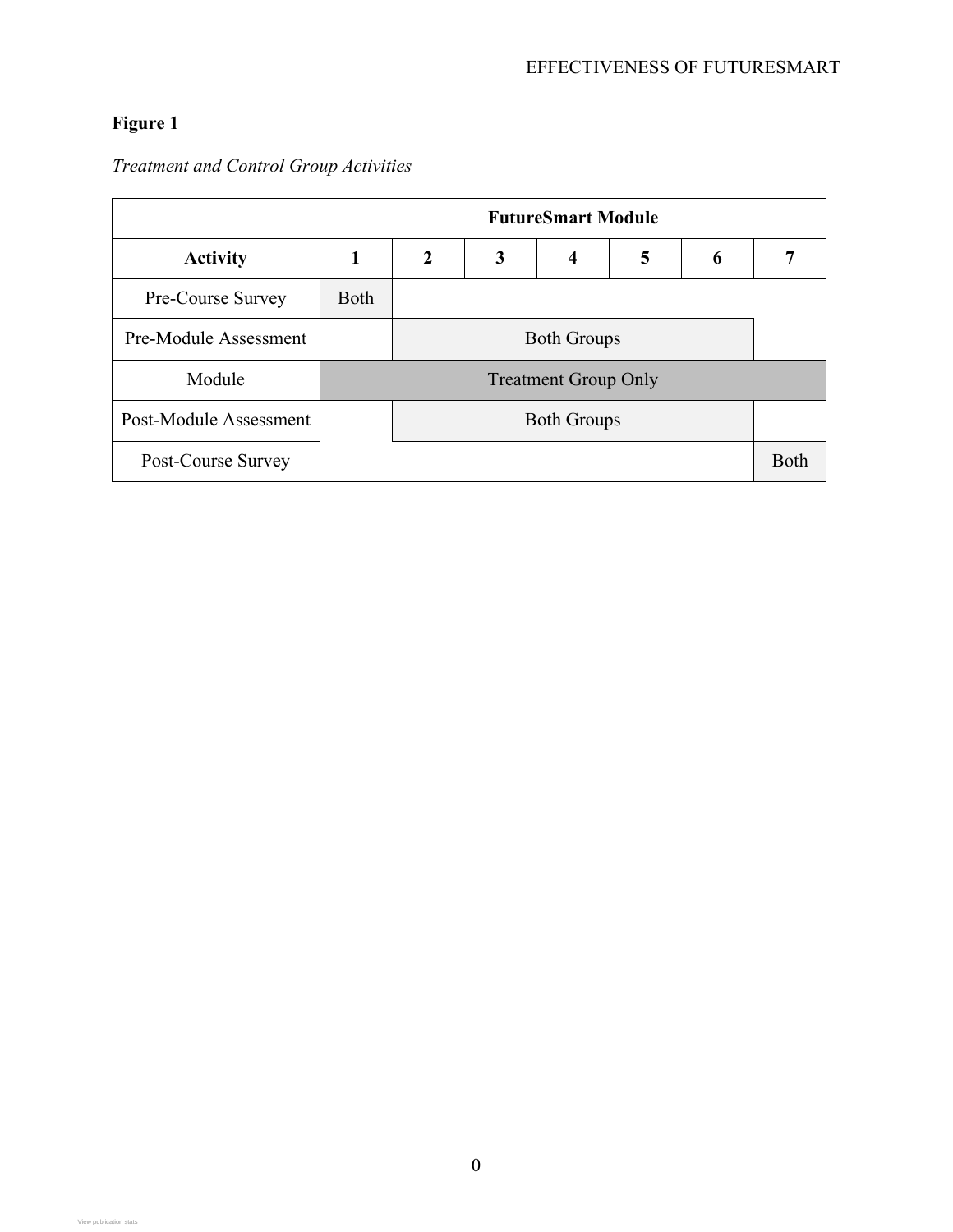**Figure 1**

*Treatment and Control Group Activities*

| | FutureSmart Module | | | | | | |
|---|---|---|---|---|---|---|---|
| **Activity** | **1** | **2** | **3** | **4** | **5** | **6** | **7** |
| Pre-Course Survey | Both | | | | | | |
| Pre-Module Assessment | | Both Groups | | | | | |
| Module | Treatment Group Only | | | | | | |
| Post-Module Assessment | | Both Groups | | | | | |
| Post-Course Survey | | | | | | | Both |